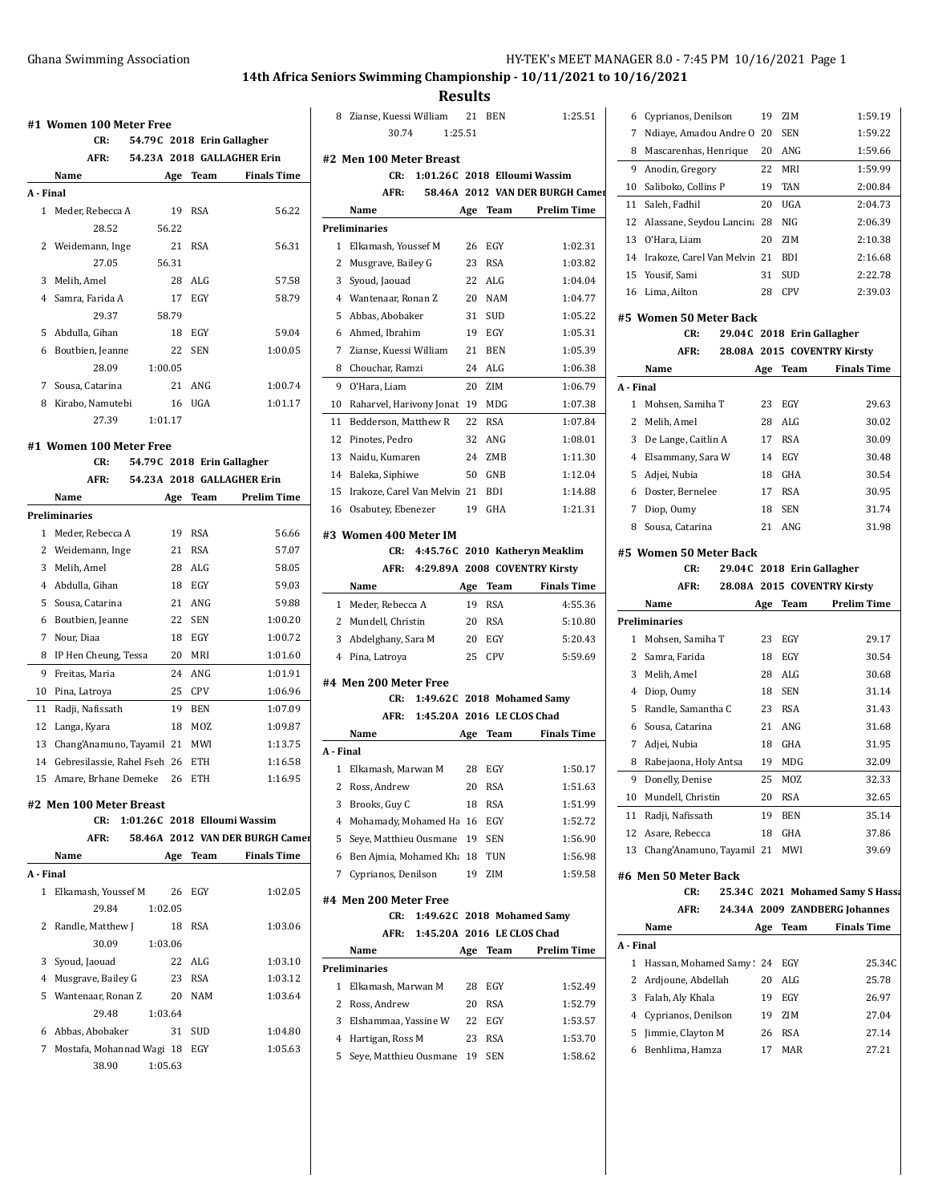## 14th Africa Seniors Swimming Championship - 10/11/2021 to 10/16/2021

## Results

### #1 Women 100 Meter Free

CR: 54.79C 2018 Erin Gallagher
AFR: 54.23A 2018 GALLAGHER Erin

| | Name | Age | Team | Finals Time |
|---|---|---|---|---|
| **A - Final** | | | | |
| 1 | Meder, Rebecca A | 19 | RSA | 56.22 |
| | 28.52 | 56.22 | | |
| 2 | Weidemann, Inge | 21 | RSA | 56.31 |
| | 27.05 | 56.31 | | |
| 3 | Melih, Amel | 28 | ALG | 57.58 |
| 4 | Samra, Farida A | 17 | EGY | 58.79 |
| | 29.37 | 58.79 | | |
| 5 | Abdulla, Gihan | 18 | EGY | 59.04 |
| 6 | Boutbien, Jeanne | 22 | SEN | 1:00.05 |
| | 28.09 | 1:00.05 | | |
| 7 | Sousa, Catarina | 21 | ANG | 1:00.74 |
| 8 | Kirabo, Namutebi | 16 | UGA | 1:01.17 |
| | 27.39 | 1:01.17 | | |

### #1 Women 100 Meter Free

CR: 54.79C 2018 Erin Gallagher
AFR: 54.23A 2018 GALLAGHER Erin

| | Name | Age | Team | Prelim Time |
|---|---|---|---|---|
| **Preliminaries** | | | | |
| 1 | Meder, Rebecca A | 19 | RSA | 56.66 |
| 2 | Weidemann, Inge | 21 | RSA | 57.07 |
| 3 | Melih, Amel | 28 | ALG | 58.05 |
| 4 | Abdulla, Gihan | 18 | EGY | 59.03 |
| 5 | Sousa, Catarina | 21 | ANG | 59.88 |
| 6 | Boutbien, Jeanne | 22 | SEN | 1:00.20 |
| 7 | Nour, Diaa | 18 | EGY | 1:00.72 |
| 8 | IP Hen Cheung, Tessa | 20 | MRI | 1:01.60 |
| 9 | Freitas, Maria | 24 | ANG | 1:01.91 |
| 10 | Pina, Latroya | 25 | CPV | 1:06.96 |
| 11 | Radji, Nafissath | 19 | BEN | 1:07.09 |
| 12 | Langa, Kyara | 18 | MOZ | 1:09.87 |
| 13 | Chang'Anamuno, Tayamil | 21 | MWI | 1:13.75 |
| 14 | Gebresilassie, Rahel Fseh | 26 | ETH | 1:16.58 |
| 15 | Amare, Brhane Demeke | 26 | ETH | 1:16.95 |

### #2 Men 100 Meter Breast

CR: 1:01.26C 2018 Elloumi Wassim
AFR: 58.46A 2012 VAN DER BURGH Camer

| | Name | Age | Team | Finals Time |
|---|---|---|---|---|
| **A - Final** | | | | |
| 1 | Elkamash, Youssef M | 26 | EGY | 1:02.05 |
| | 29.84 | 1:02.05 | | |
| 2 | Randle, Matthew J | 18 | RSA | 1:03.06 |
| | 30.09 | 1:03.06 | | |
| 3 | Syoud, Jaouad | 22 | ALG | 1:03.10 |
| 4 | Musgrave, Bailey G | 23 | RSA | 1:03.12 |
| 5 | Wantenaar, Ronan Z | 20 | NAM | 1:03.64 |
| | 29.48 | 1:03.64 | | |
| 6 | Abbas, Abobaker | 31 | SUD | 1:04.80 |
| 7 | Mostafa, Mohannad Wagi | 18 | EGY | 1:05.63 |
| | 38.90 | 1:05.63 | | |
| 8 | Zianse, Kuessi William | 21 | BEN | 1:25.51 |
| | 30.74 | 1:25.51 | | |

### #2 Men 100 Meter Breast

CR: 1:01.26C 2018 Elloumi Wassim
AFR: 58.46A 2012 VAN DER BURGH Camer

| | Name | Age | Team | Prelim Time |
|---|---|---|---|---|
| **Preliminaries** | | | | |
| 1 | Elkamash, Youssef M | 26 | EGY | 1:02.31 |
| 2 | Musgrave, Bailey G | 23 | RSA | 1:03.82 |
| 3 | Syoud, Jaouad | 22 | ALG | 1:04.04 |
| 4 | Wantenaar, Ronan Z | 20 | NAM | 1:04.77 |
| 5 | Abbas, Abobaker | 31 | SUD | 1:05.22 |
| 6 | Ahmed, Ibrahim | 19 | EGY | 1:05.31 |
| 7 | Zianse, Kuessi William | 21 | BEN | 1:05.39 |
| 8 | Chouchar, Ramzi | 24 | ALG | 1:06.38 |
| 9 | O'Hara, Liam | 20 | ZIM | 1:06.79 |
| 10 | Raharvel, Harivony Jonat | 19 | MDG | 1:07.38 |
| 11 | Bedderson, Matthew R | 22 | RSA | 1:07.84 |
| 12 | Pinotes, Pedro | 32 | ANG | 1:08.01 |
| 13 | Naidu, Kumaren | 24 | ZMB | 1:11.30 |
| 14 | Baleka, Siphiwe | 50 | GNB | 1:12.04 |
| 15 | Irakoze, Carel Van Melvin | 21 | BDI | 1:14.88 |
| 16 | Osabutey, Ebenezer | 19 | GHA | 1:21.31 |

### #3 Women 400 Meter IM

CR: 4:45.76C 2010 Katheryn Meaklim
AFR: 4:29.89A 2008 COVENTRY Kirsty

| | Name | Age | Team | Finals Time |
|---|---|---|---|---|
| 1 | Meder, Rebecca A | 19 | RSA | 4:55.36 |
| 2 | Mundell, Christin | 20 | RSA | 5:10.80 |
| 3 | Abdelghany, Sara M | 20 | EGY | 5:20.43 |
| 4 | Pina, Latroya | 25 | CPV | 5:59.69 |

### #4 Men 200 Meter Free

CR: 1:49.62C 2018 Mohamed Samy
AFR: 1:45.20A 2016 LE CLOS Chad

| | Name | Age | Team | Finals Time |
|---|---|---|---|---|
| **A - Final** | | | | |
| 1 | Elkamash, Marwan M | 28 | EGY | 1:50.17 |
| 2 | Ross, Andrew | 20 | RSA | 1:51.63 |
| 3 | Brooks, Guy C | 18 | RSA | 1:51.99 |
| 4 | Mohamady, Mohamed Ha | 16 | EGY | 1:52.72 |
| 5 | Seye, Matthieu Ousmane | 19 | SEN | 1:56.90 |
| 6 | Ben Ajmia, Mohamed Kha | 18 | TUN | 1:56.98 |
| 7 | Cyprianos, Denilson | 19 | ZIM | 1:59.58 |

### #4 Men 200 Meter Free

CR: 1:49.62C 2018 Mohamed Samy
AFR: 1:45.20A 2016 LE CLOS Chad

| | Name | Age | Team | Prelim Time |
|---|---|---|---|---|
| **Preliminaries** | | | | |
| 1 | Elkamash, Marwan M | 28 | EGY | 1:52.49 |
| 2 | Ross, Andrew | 20 | RSA | 1:52.79 |
| 3 | Elshammaa, Yassine W | 22 | EGY | 1:53.57 |
| 4 | Hartigan, Ross M | 23 | RSA | 1:53.70 |
| 5 | Seye, Matthieu Ousmane | 19 | SEN | 1:58.62 |
| 6 | Cyprianos, Denilson | 19 | ZIM | 1:59.19 |
| 7 | Ndiaye, Amadou Andre O | 20 | SEN | 1:59.22 |
| 8 | Mascarenhas, Henrique | 20 | ANG | 1:59.66 |
| 9 | Anodin, Gregory | 22 | MRI | 1:59.99 |
| 10 | Saliboko, Collins P | 19 | TAN | 2:00.84 |
| 11 | Saleh, Fadhil | 20 | UGA | 2:04.73 |
| 12 | Alassane, Seydou Lancina | 28 | NIG | 2:06.39 |
| 13 | O'Hara, Liam | 20 | ZIM | 2:10.38 |
| 14 | Irakoze, Carel Van Melvin | 21 | BDI | 2:16.68 |
| 15 | Yousif, Sami | 31 | SUD | 2:22.78 |
| 16 | Lima, Ailton | 28 | CPV | 2:39.03 |

### #5 Women 50 Meter Back

CR: 29.04C 2018 Erin Gallagher
AFR: 28.08A 2015 COVENTRY Kirsty

| | Name | Age | Team | Finals Time |
|---|---|---|---|---|
| **A - Final** | | | | |
| 1 | Mohsen, Samiha T | 23 | EGY | 29.63 |
| 2 | Melih, Amel | 28 | ALG | 30.02 |
| 3 | De Lange, Caitlin A | 17 | RSA | 30.09 |
| 4 | Elsammany, Sara W | 14 | EGY | 30.48 |
| 5 | Adjei, Nubia | 18 | GHA | 30.54 |
| 6 | Doster, Bernelee | 17 | RSA | 30.95 |
| 7 | Diop, Oumy | 18 | SEN | 31.74 |
| 8 | Sousa, Catarina | 21 | ANG | 31.98 |

### #5 Women 50 Meter Back

CR: 29.04C 2018 Erin Gallagher
AFR: 28.08A 2015 COVENTRY Kirsty

| | Name | Age | Team | Prelim Time |
|---|---|---|---|---|
| **Preliminaries** | | | | |
| 1 | Mohsen, Samiha T | 23 | EGY | 29.17 |
| 2 | Samra, Farida | 18 | EGY | 30.54 |
| 3 | Melih, Amel | 28 | ALG | 30.68 |
| 4 | Diop, Oumy | 18 | SEN | 31.14 |
| 5 | Randle, Samantha C | 23 | RSA | 31.43 |
| 6 | Sousa, Catarina | 21 | ANG | 31.68 |
| 7 | Adjei, Nubia | 18 | GHA | 31.95 |
| 8 | Rabejaona, Holy Antsa | 19 | MDG | 32.09 |
| 9 | Donelly, Denise | 25 | MOZ | 32.33 |
| 10 | Mundell, Christin | 20 | RSA | 32.65 |
| 11 | Radji, Nafissath | 19 | BEN | 35.14 |
| 12 | Asare, Rebecca | 18 | GHA | 37.86 |
| 13 | Chang'Anamuno, Tayamil | 21 | MWI | 39.69 |

### #6 Men 50 Meter Back

CR: 25.34C 2021 Mohamed Samy S Hassa
AFR: 24.34A 2009 ZANDBERG Johannes

| | Name | Age | Team | Finals Time |
|---|---|---|---|---|
| **A - Final** | | | | |
| 1 | Hassan, Mohamed Samy S | 24 | EGY | 25.34C |
| 2 | Ardjoune, Abdellah | 20 | ALG | 25.78 |
| 3 | Falah, Aly Khala | 19 | EGY | 26.97 |
| 4 | Cyprianos, Denilson | 19 | ZIM | 27.04 |
| 5 | Jimmie, Clayton M | 26 | RSA | 27.14 |
| 6 | Benhlima, Hamza | 17 | MAR | 27.21 |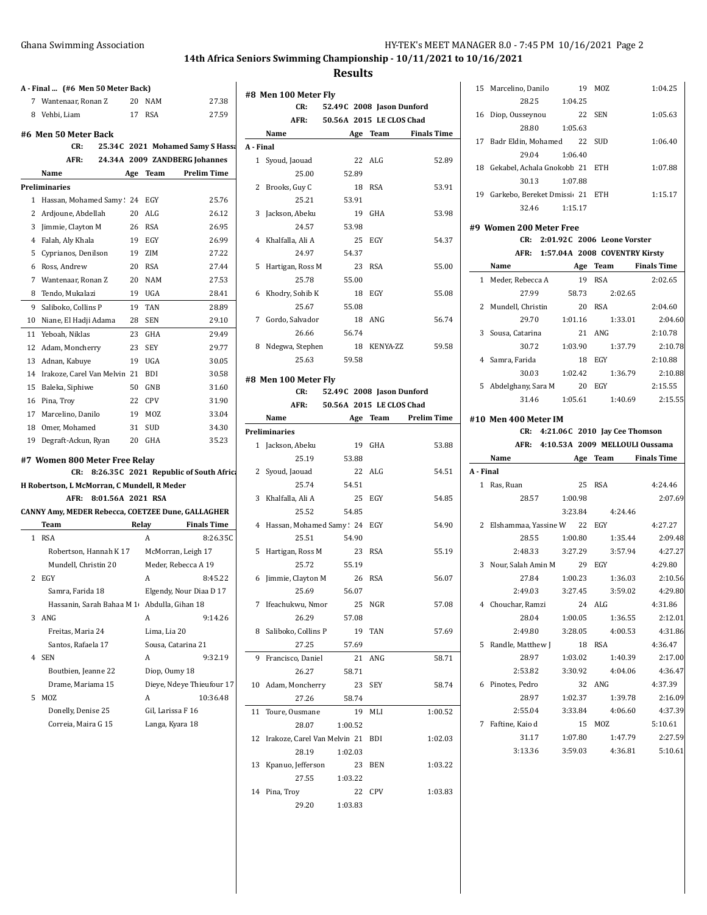## 14th Africa Seniors Swimming Championship - 10/11/2021 to 10/16/2021

## Results

### A - Final ... (#6 Men 50 Meter Back)

| | Name | Age | Team | Finals Time |
|---|---|---|---|---|
| 7 | Wantenaar, Ronan Z | 20 | NAM | 27.38 |
| 8 | Vehbi, Liam | 17 | RSA | 27.59 |

### #6 Men 50 Meter Back

CR: 25.34C 2021 Mohamed Samy S Hassa

AFR: 24.34A 2009 ZANDBERG Johannes

| | Name | Age | Team | Prelim Time |
|---|---|---|---|---|
| **Preliminaries** | | | | |
| 1 | Hassan, Mohamed Samy S | 24 | EGY | 25.76 |
| 2 | Ardjoune, Abdellah | 20 | ALG | 26.12 |
| 3 | Jimmie, Clayton M | 26 | RSA | 26.95 |
| 4 | Falah, Aly Khala | 19 | EGY | 26.99 |
| 5 | Cyprianos, Denilson | 19 | ZIM | 27.22 |
| 6 | Ross, Andrew | 20 | RSA | 27.44 |
| 7 | Wantenaar, Ronan Z | 20 | NAM | 27.53 |
| 8 | Tendo, Mukalazi | 19 | UGA | 28.41 |
| 9 | Saliboko, Collins P | 19 | TAN | 28.89 |
| 10 | Niane, El Hadji Adama | 28 | SEN | 29.10 |
| 11 | Yeboah, Niklas | 23 | GHA | 29.49 |
| 12 | Adam, Moncherry | 23 | SEY | 29.77 |
| 13 | Adnan, Kabuye | 19 | UGA | 30.05 |
| 14 | Irakoze, Carel Van Melvin | 21 | BDI | 30.58 |
| 15 | Baleka, Siphiwe | 50 | GNB | 31.60 |
| 16 | Pina, Troy | 22 | CPV | 31.90 |
| 17 | Marcelino, Danilo | 19 | MOZ | 33.04 |
| 18 | Omer, Mohamed | 31 | SUD | 34.30 |
| 19 | Degraft-Ackun, Ryan | 20 | GHA | 35.23 |

### #7 Women 800 Meter Free Relay

CR: 8:26.35C 2021 Republic of South Africa

H Robertson, L McMorran, C Mundell, R Meder

AFR: 8:01.56A 2021 RSA

CANNY Amy, MEDER Rebecca, COETZEE Dune, GALLAGHER

| | Team | Relay | Finals Time |
|---|---|---|---|
| 1 | RSA | A | 8:26.35C |
| | Robertson, Hannah K 17 | McMorran, Leigh 17 | |
| | Mundell, Christin 20 | Meder, Rebecca A 19 | |
| 2 | EGY | A | 8:45.22 |
| | Samra, Farida 18 | Elgendy, Nour Diaa D 17 | |
| | Hassanin, Sarah Bahaa M 1( | Abdulla, Gihan 18 | |
| 3 | ANG | A | 9:14.26 |
| | Freitas, Maria 24 | Lima, Lia 20 | |
| | Santos, Rafaela 17 | Sousa, Catarina 21 | |
| 4 | SEN | A | 9:32.19 |
| | Boutbien, Jeanne 22 | Diop, Oumy 18 | |
| | Drame, Mariama 15 | Dieye, Ndeye Thieufour 17 | |
| 5 | MOZ | A | 10:36.48 |
| | Donelly, Denise 25 | Gil, Larissa F 16 | |
| | Correia, Maira G 15 | Langa, Kyara 18 | |

### #8 Men 100 Meter Fly

CR: 52.49C 2008 Jason Dunford

AFR: 50.56A 2015 LE CLOS Chad

| | Name | Age | Team | Finals Time |
|---|---|---|---|---|
| **A - Final** | | | | |
| 1 | Syoud, Jaouad | 22 | ALG | 52.89 |
| | 25.00 52.89 | | | |
| 2 | Brooks, Guy C | 18 | RSA | 53.91 |
| | 25.21 53.91 | | | |
| 3 | Jackson, Abeku | 19 | GHA | 53.98 |
| | 24.57 53.98 | | | |
| 4 | Khalfalla, Ali A | 25 | EGY | 54.37 |
| | 24.97 54.37 | | | |
| 5 | Hartigan, Ross M | 23 | RSA | 55.00 |
| | 25.78 55.00 | | | |
| 6 | Khodry, Sohib K | 18 | EGY | 55.08 |
| | 25.67 55.08 | | | |
| 7 | Gordo, Salvador | 18 | ANG | 56.74 |
| | 26.66 56.74 | | | |
| 8 | Ndegwa, Stephen | 18 | KENYA-ZZ | 59.58 |
| | 25.63 59.58 | | | |

### #8 Men 100 Meter Fly

CR: 52.49C 2008 Jason Dunford

AFR: 50.56A 2015 LE CLOS Chad

| | Name | Age | Team | Prelim Time |
|---|---|---|---|---|
| **Preliminaries** | | | | |
| 1 | Jackson, Abeku | 19 | GHA | 53.88 |
| | 25.19 53.88 | | | |
| 2 | Syoud, Jaouad | 22 | ALG | 54.51 |
| | 25.74 54.51 | | | |
| 3 | Khalfalla, Ali A | 25 | EGY | 54.85 |
| | 25.52 54.85 | | | |
| 4 | Hassan, Mohamed Samy S | 24 | EGY | 54.90 |
| | 25.51 54.90 | | | |
| 5 | Hartigan, Ross M | 23 | RSA | 55.19 |
| | 25.72 55.19 | | | |
| 6 | Jimmie, Clayton M | 26 | RSA | 56.07 |
| | 25.69 56.07 | | | |
| 7 | Ifeachukwu, Nmor | 25 | NGR | 57.08 |
| | 26.29 57.08 | | | |
| 8 | Saliboko, Collins P | 19 | TAN | 57.69 |
| | 27.25 57.69 | | | |
| 9 | Francisco, Daniel | 21 | ANG | 58.71 |
| | 26.27 58.71 | | | |
| 10 | Adam, Moncherry | 23 | SEY | 58.74 |
| | 27.26 58.74 | | | |
| 11 | Toure, Ousmane | 19 | MLI | 1:00.52 |
| | 28.07 1:00.52 | | | |
| 12 | Irakoze, Carel Van Melvin | 21 | BDI | 1:02.03 |
| | 28.19 1:02.03 | | | |
| 13 | Kpanuo, Jefferson | 23 | BEN | 1:03.22 |
| | 27.55 1:03.22 | | | |
| 14 | Pina, Troy | 22 | CPV | 1:03.83 |
| | 29.20 1:03.83 | | | |
| 15 | Marcelino, Danilo | 19 | MOZ | 1:04.25 |
| | 28.25 1:04.25 | | | |
| 16 | Diop, Ousseynou | 22 | SEN | 1:05.63 |
| | 28.80 1:05.63 | | | |
| 17 | Badr Eldin, Mohamed | 22 | SUD | 1:06.40 |
| | 29.04 1:06.40 | | | |
| 18 | Gekabel, Achala Gnokobb | 21 | ETH | 1:07.88 |
| | 30.13 1:07.88 | | | |
| 19 | Garkebo, Bereket Dmissi | 21 | ETH | 1:15.17 |
| | 32.46 1:15.17 | | | |

### #9 Women 200 Meter Free

CR: 2:01.92C 2006 Leone Vorster

AFR: 1:57.04A 2008 COVENTRY Kirsty

| | Name | Age | Team | Finals Time |
|---|---|---|---|---|
| 1 | Meder, Rebecca A | 19 | RSA | 2:02.65 |
| | 27.99 58.73 2:02.65 | | | |
| 2 | Mundell, Christin | 20 | RSA | 2:04.60 |
| | 29.70 1:01.16 1:33.01 2:04.60 | | | |
| 3 | Sousa, Catarina | 21 | ANG | 2:10.78 |
| | 30.72 1:03.90 1:37.79 2:10.78 | | | |
| 4 | Samra, Farida | 18 | EGY | 2:10.88 |
| | 30.03 1:02.42 1:36.79 2:10.88 | | | |
| 5 | Abdelghany, Sara M | 20 | EGY | 2:15.55 |
| | 31.46 1:05.61 1:40.69 2:15.55 | | | |

### #10 Men 400 Meter IM

CR: 4:21.06C 2010 Jay Cee Thomson

AFR: 4:10.53A 2009 MELLOULI Oussama

| | Name | Age | Team | Finals Time |
|---|---|---|---|---|
| **A - Final** | | | | |
| 1 | Ras, Ruan | 25 | RSA | 4:24.46 |
| | 28.57 1:00.98 2:07.69 | | | |
| | 3:23.84 4:24.46 | | | |
| 2 | Elshammaa, Yassine W | 22 | EGY | 4:27.27 |
| | 28.55 1:00.80 1:35.44 2:09.48 | | | |
| | 2:48.33 3:27.29 3:57.94 4:27.27 | | | |
| 3 | Nour, Salah Amin M | 29 | EGY | 4:29.80 |
| | 27.84 1:00.23 1:36.03 2:10.56 | | | |
| | 2:49.03 3:27.45 3:59.02 4:29.80 | | | |
| 4 | Chouchar, Ramzi | 24 | ALG | 4:31.86 |
| | 28.04 1:00.05 1:36.55 2:12.01 | | | |
| | 2:49.80 3:28.05 4:00.53 4:31.86 | | | |
| 5 | Randle, Matthew J | 18 | RSA | 4:36.47 |
| | 28.97 1:03.02 1:40.39 2:17.00 | | | |
| | 2:53.82 3:30.92 4:04.06 4:36.47 | | | |
| 6 | Pinotes, Pedro | 32 | ANG | 4:37.39 |
| | 28.97 1:02.37 1:39.78 2:16.09 | | | |
| | 2:55.04 3:33.84 4:06.60 4:37.39 | | | |
| 7 | Faftine, Kaio d | 15 | MOZ | 5:10.61 |
| | 31.17 1:07.80 1:47.79 2:27.59 | | | |
| | 3:13.36 3:59.03 4:36.81 5:10.61 | | | |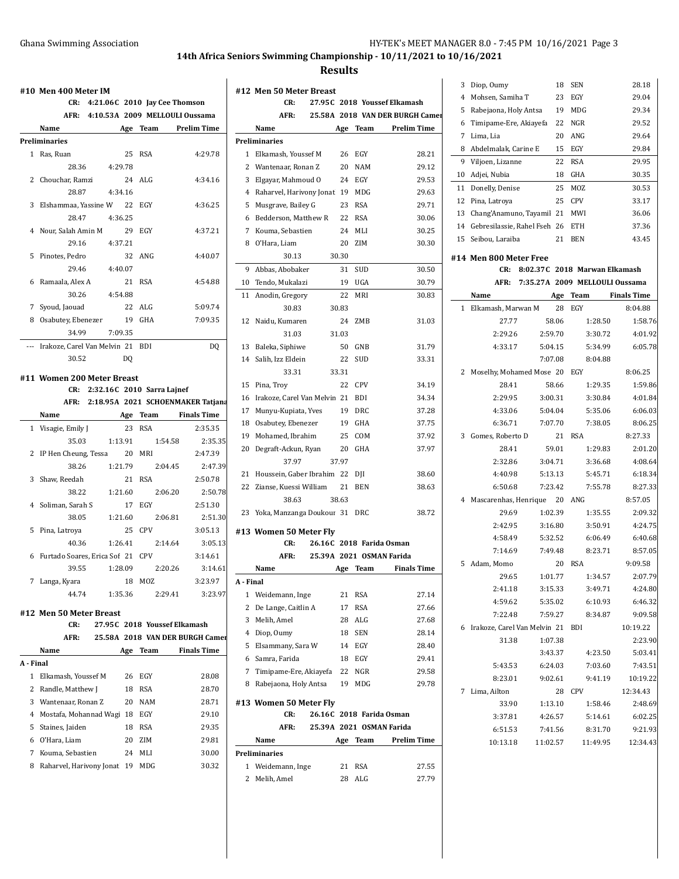## #10 Men 400 Meter IM

CR: 4:21.06C 2010 Jay Cee Thomson
AFR: 4:10.53A 2009 MELLOULI Oussama

| | Name | Age | Team | Prelim Time |
|---|---|---|---|---|
| **Preliminaries** | | | | |
| 1 | Ras, Ruan | 25 | RSA | 4:29.78 |
| | 28.36 4:29.78 | | | |
| 2 | Chouchar, Ramzi | 24 | ALG | 4:34.16 |
| | 28.87 4:34.16 | | | |
| 3 | Elshammaa, Yassine W | 22 | EGY | 4:36.25 |
| | 28.47 4:36.25 | | | |
| 4 | Nour, Salah Amin M | 29 | EGY | 4:37.21 |
| | 29.16 4:37.21 | | | |
| 5 | Pinotes, Pedro | 32 | ANG | 4:40.07 |
| | 29.46 4:40.07 | | | |
| 6 | Ramaala, Alex A | 21 | RSA | 4:54.88 |
| | 30.26 4:54.88 | | | |
| 7 | Syoud, Jaouad | 22 | ALG | 5:09.74 |
| 8 | Osabutey, Ebenezer | 19 | GHA | 7:09.35 |
| | 34.99 7:09.35 | | | |
| --- | Irakoze, Carel Van Melvin | 21 | BDI | DQ |
| | 30.52 DQ | | | |

## #11 Women 200 Meter Breast

CR: 2:32.16C 2010 Sarra Lajnef
AFR: 2:18.95A 2021 SCHOENMAKER Tatjana

| | Name | Age | Team | Finals Time |
|---|---|---|---|---|
| 1 | Visagie, Emily J | 23 | RSA | 2:35.35 |
| | 35.03 1:13.91 1:54.58 2:35.35 | | | |
| 2 | IP Hen Cheung, Tessa | 20 | MRI | 2:47.39 |
| | 38.26 1:21.79 2:04.45 2:47.39 | | | |
| 3 | Shaw, Reedah | 21 | RSA | 2:50.78 |
| | 38.22 1:21.60 2:06.20 2:50.78 | | | |
| 4 | Soliman, Sarah S | 17 | EGY | 2:51.30 |
| | 38.05 1:21.60 2:06.81 2:51.30 | | | |
| 5 | Pina, Latroya | 25 | CPV | 3:05.13 |
| | 40.36 1:26.41 2:14.64 3:05.13 | | | |
| 6 | Furtado Soares, Erica Sof | 21 | CPV | 3:14.61 |
| | 39.55 1:28.09 2:20.26 3:14.61 | | | |
| 7 | Langa, Kyara | 18 | MOZ | 3:23.97 |
| | 44.74 1:35.36 2:29.41 3:23.97 | | | |

## #12 Men 50 Meter Breast

CR: 27.95C 2018 Youssef Elkamash
AFR: 25.58A 2018 VAN DER BURGH Cameron

| | Name | Age | Team | Finals Time |
|---|---|---|---|---|
| **A - Final** | | | | |
| 1 | Elkamash, Youssef M | 26 | EGY | 28.08 |
| 2 | Randle, Matthew J | 18 | RSA | 28.70 |
| 3 | Wantenaar, Ronan Z | 20 | NAM | 28.71 |
| 4 | Mostafa, Mohannad Wagi | 18 | EGY | 29.10 |
| 5 | Staines, Jaiden | 18 | RSA | 29.35 |
| 6 | O'Hara, Liam | 20 | ZIM | 29.81 |
| 7 | Kouma, Sebastien | 24 | MLI | 30.00 |
| 8 | Raharvel, Harivony Jonat | 19 | MDG | 30.32 |

## #12 Men 50 Meter Breast

CR: 27.95C 2018 Youssef Elkamash
AFR: 25.58A 2018 VAN DER BURGH Cameron

| | Name | Age | Team | Prelim Time |
|---|---|---|---|---|
| **Preliminaries** | | | | |
| 1 | Elkamash, Youssef M | 26 | EGY | 28.21 |
| 2 | Wantenaar, Ronan Z | 20 | NAM | 29.12 |
| 3 | Elgayar, Mahmoud O | 24 | EGY | 29.53 |
| 4 | Raharvel, Harivony Jonat | 19 | MDG | 29.63 |
| 5 | Musgrave, Bailey G | 23 | RSA | 29.71 |
| 6 | Bedderson, Matthew R | 22 | RSA | 30.06 |
| 7 | Kouma, Sebastien | 24 | MLI | 30.25 |
| 8 | O'Hara, Liam | 20 | ZIM | 30.30 |
| | 30.13 30.30 | | | |
| 9 | Abbas, Abobaker | 31 | SUD | 30.50 |
| 10 | Tendo, Mukalazi | 19 | UGA | 30.79 |
| 11 | Anodin, Gregory | 22 | MRI | 30.83 |
| | 30.83 30.83 | | | |
| 12 | Naidu, Kumaren | 24 | ZMB | 31.03 |
| | 31.03 31.03 | | | |
| 13 | Baleka, Siphiwe | 50 | GNB | 31.79 |
| 14 | Salih, Izz Eldein | 22 | SUD | 33.31 |
| | 33.31 33.31 | | | |
| 15 | Pina, Troy | 22 | CPV | 34.19 |
| 16 | Irakoze, Carel Van Melvin | 21 | BDI | 34.34 |
| 17 | Munyu-Kupiata, Yves | 19 | DRC | 37.28 |
| 18 | Osabutey, Ebenezer | 19 | GHA | 37.75 |
| 19 | Mohamed, Ibrahim | 25 | COM | 37.92 |
| 20 | Degraft-Ackun, Ryan | 20 | GHA | 37.97 |
| | 37.97 37.97 | | | |
| 21 | Houssein, Gaber Ibrahim | 22 | DJI | 38.60 |
| 22 | Zianse, Kuessi William | 21 | BEN | 38.63 |
| | 38.63 38.63 | | | |
| 23 | Yoka, Manzanga Doukour | 31 | DRC | 38.72 |

## #13 Women 50 Meter Fly

CR: 26.16C 2018 Farida Osman
AFR: 25.39A 2021 OSMAN Farida

| | Name | Age | Team | Finals Time |
|---|---|---|---|---|
| **A - Final** | | | | |
| 1 | Weidemann, Inge | 21 | RSA | 27.14 |
| 2 | De Lange, Caitlin A | 17 | RSA | 27.66 |
| 3 | Melih, Amel | 28 | ALG | 27.68 |
| 4 | Diop, Oumy | 18 | SEN | 28.14 |
| 5 | Elsammany, Sara W | 14 | EGY | 28.40 |
| 6 | Samra, Farida | 18 | EGY | 29.41 |
| 7 | Timipame-Ere, Akiayefa | 22 | NGR | 29.58 |
| 8 | Rabejaona, Holy Antsa | 19 | MDG | 29.78 |

## #13 Women 50 Meter Fly

CR: 26.16C 2018 Farida Osman
AFR: 25.39A 2021 OSMAN Farida

| | Name | Age | Team | Prelim Time |
|---|---|---|---|---|
| **Preliminaries** | | | | |
| 1 | Weidemann, Inge | 21 | RSA | 27.55 |
| 2 | Melih, Amel | 28 | ALG | 27.79 |
| 3 | Diop, Oumy | 18 | SEN | 28.18 |
| 4 | Mohsen, Samiha T | 23 | EGY | 29.04 |
| 5 | Rabejaona, Holy Antsa | 19 | MDG | 29.34 |
| 6 | Timipame-Ere, Akiayefa | 22 | NGR | 29.52 |
| 7 | Lima, Lia | 20 | ANG | 29.64 |
| 8 | Abdelmalak, Carine E | 15 | EGY | 29.84 |
| 9 | Viljoen, Lizanne | 22 | RSA | 29.95 |
| 10 | Adjei, Nubia | 18 | GHA | 30.35 |
| 11 | Donelly, Denise | 25 | MOZ | 30.53 |
| 12 | Pina, Latroya | 25 | CPV | 33.17 |
| 13 | Chang'Anamuno, Tayamil | 21 | MWI | 36.06 |
| 14 | Gebresilassie, Rahel Fseh | 26 | ETH | 37.36 |
| 15 | Seibou, Laraiba | 21 | BEN | 43.45 |

## #14 Men 800 Meter Free

CR: 8:02.37C 2018 Marwan Elkamash
AFR: 7:35.27A 2009 MELLOULI Oussama

| | Name | Age | Team | Finals Time |
|---|---|---|---|---|
| 1 | Elkamash, Marwan M | 28 | EGY | 8:04.88 |
| | 27.77 58.06 1:28.50 1:58.76 | | | |
| | 2:29.26 2:59.70 3:30.72 4:01.92 | | | |
| | 4:33.17 5:04.15 5:34.99 6:05.78 | | | |
| | 7:07.08 8:04.88 | | | |
| 2 | Moselhy, Mohamed Mose | 20 | EGY | 8:06.25 |
| | 28.41 58.66 1:29.35 1:59.86 | | | |
| | 2:29.95 3:00.31 3:30.84 4:01.84 | | | |
| | 4:33.06 5:04.04 5:35.06 6:06.03 | | | |
| | 6:36.71 7:07.70 7:38.05 8:06.25 | | | |
| 3 | Gomes, Roberto D | 21 | RSA | 8:27.33 |
| | 28.41 59.01 1:29.83 2:01.20 | | | |
| | 2:32.86 3:04.71 3:36.68 4:08.64 | | | |
| | 4:40.98 5:13.13 5:45.71 6:18.34 | | | |
| | 6:50.68 7:23.42 7:55.78 8:27.33 | | | |
| 4 | Mascarenhas, Henrique | 20 | ANG | 8:57.05 |
| | 29.69 1:02.39 1:35.55 2:09.32 | | | |
| | 2:42.95 3:16.80 3:50.91 4:24.75 | | | |
| | 4:58.49 5:32.52 6:06.49 6:40.68 | | | |
| | 7:14.69 7:49.48 8:23.71 8:57.05 | | | |
| 5 | Adam, Momo | 20 | RSA | 9:09.58 |
| | 29.65 1:01.77 1:34.57 2:07.79 | | | |
| | 2:41.18 3:15.33 3:49.71 4:24.80 | | | |
| | 4:59.62 5:35.02 6:10.93 6:46.32 | | | |
| | 7:22.48 7:59.27 8:34.87 9:09.58 | | | |
| 6 | Irakoze, Carel Van Melvin | 21 | BDI | 10:19.22 |
| | 31.38 1:07.38 2:23.90 | | | |
| | 3:43.37 4:23.50 5:03.41 | | | |
| | 5:43.53 6:24.03 7:03.60 7:43.51 | | | |
| | 8:23.01 9:02.61 9:41.19 10:19.22 | | | |
| 7 | Lima, Ailton | 28 | CPV | 12:34.43 |
| | 33.90 1:13.10 1:58.46 2:48.69 | | | |
| | 3:37.81 4:26.57 5:14.61 6:02.25 | | | |
| | 6:51.53 7:41.56 8:31.70 9:21.93 | | | |
| | 10:13.18 11:02.57 11:49.95 12:34.43 | | | |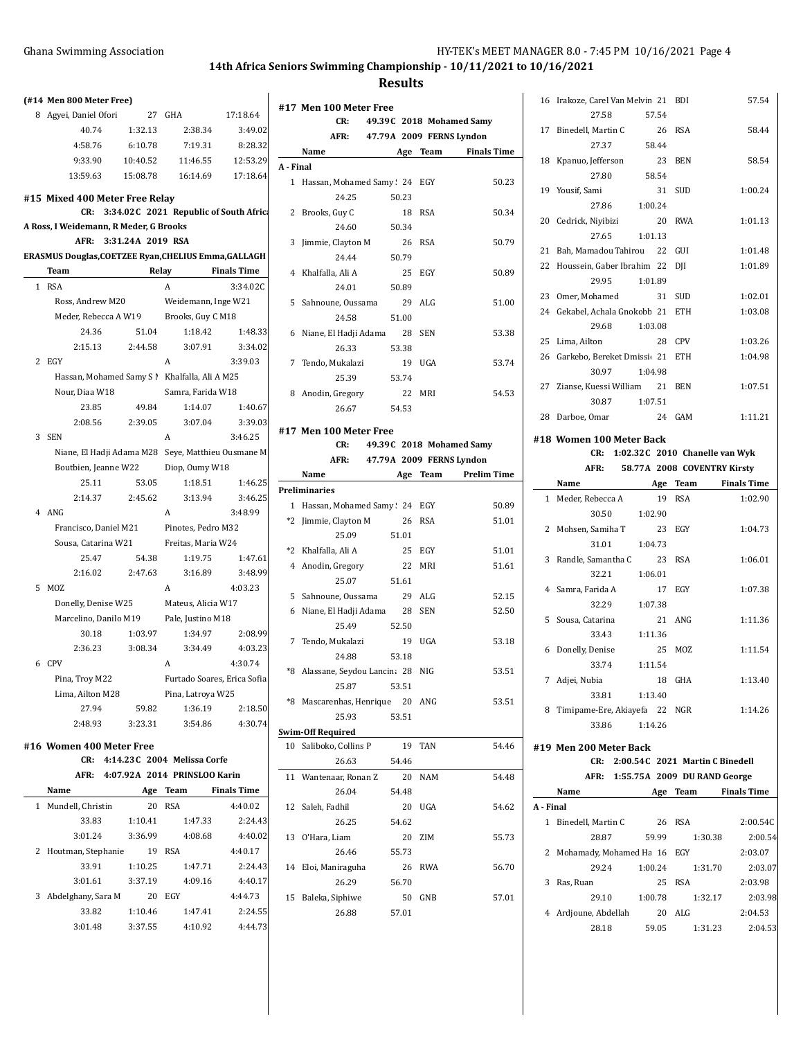## (#14 Men 800 Meter Free)

| | Name | Age | Team | Finals Time |
|---|---|---|---|---|
| 8 | Agyei, Daniel Ofori | 27 | GHA | 17:18.64 |

40.74 | 1:32.13 | 2:38.34 | 3:49.02
4:58.76 | 6:10.78 | 7:19.31 | 8:28.32
9:33.90 | 10:40.52 | 11:46.55 | 12:53.29
13:59.63 | 15:08.78 | 16:14.69 | 17:18.64

## #15 Mixed 400 Meter Free Relay

CR: 3:34.02C 2021 Republic of South Africa
A Ross, I Weidemann, R Meder, G Brooks

AFR: 3:31.24A 2019 RSA
ERASMUS Douglas,COETZEE Ryan,CHELIUS Emma,GALLAGH

| | Team | Relay | Finals Time |
|---|---|---|---|
| 1 | RSA | A | 3:34.02C |
| | Ross, Andrew M20; Weidemann, Inge W21; Meder, Rebecca A W19; Brooks, Guy C M18 | | |
| | 24.36 / 51.04 / 1:18.42 / 1:48.33 / 2:15.13 / 2:44.58 / 3:07.91 / 3:34.02 | | |
| 2 | EGY | A | 3:39.03 |
| | Hassan, Mohamed Samy S M; Khalfalla, Ali A M25; Nour, Diaa W18; Samra, Farida W18 | | |
| | 23.85 / 49.84 / 1:14.07 / 1:40.67 / 2:08.56 / 2:39.05 / 3:07.04 / 3:39.03 | | |
| 3 | SEN | A | 3:46.25 |
| | Niane, El Hadji Adama M28; Seye, Matthieu Ousmane M; Boutbien, Jeanne W22; Diop, Oumy W18 | | |
| | 25.11 / 53.05 / 1:18.51 / 1:46.25 / 2:14.37 / 2:45.62 / 3:13.94 / 3:46.25 | | |
| 4 | ANG | A | 3:48.99 |
| | Francisco, Daniel M21; Pinotes, Pedro M32; Sousa, Catarina W21; Freitas, Maria W24 | | |
| | 25.47 / 54.38 / 1:19.75 / 1:47.61 / 2:16.02 / 2:47.63 / 3:16.89 / 3:48.99 | | |
| 5 | MOZ | A | 4:03.23 |
| | Donelly, Denise W25; Mateus, Alicia W17; Marcelino, Danilo M19; Pale, Justino M18 | | |
| | 30.18 / 1:03.97 / 1:34.97 / 2:08.99 / 2:36.23 / 3:08.34 / 3:34.49 / 4:03.23 | | |
| 6 | CPV | A | 4:30.74 |
| | Pina, Troy M22; Furtado Soares, Erica Sofia; Lima, Ailton M28; Pina, Latroya W25 | | |
| | 27.94 / 59.82 / 1:36.19 / 2:18.50 / 2:48.93 / 3:23.31 / 3:54.86 / 4:30.74 | | |

## #16 Women 400 Meter Free

CR: 4:14.23C 2004 Melissa Corfe
AFR: 4:07.92A 2014 PRINSLOO Karin

| | Name | Age | Team | Finals Time |
|---|---|---|---|---|
| 1 | Mundell, Christin | 20 | RSA | 4:40.02 |
| | 33.83 / 1:10.41 / 1:47.33 / 2:24.43 / 3:01.24 / 3:36.99 / 4:08.68 / 4:40.02 | | | |
| 2 | Houtman, Stephanie | 19 | RSA | 4:40.17 |
| | 33.91 / 1:10.25 / 1:47.71 / 2:24.43 / 3:01.61 / 3:37.19 / 4:09.16 / 4:40.17 | | | |
| 3 | Abdelghany, Sara M | 20 | EGY | 4:44.73 |
| | 33.82 / 1:10.46 / 1:47.41 / 2:24.55 / 3:01.48 / 3:37.55 / 4:10.92 / 4:44.73 | | | |

## #17 Men 100 Meter Free

CR: 49.39C 2018 Mohamed Samy
AFR: 47.79A 2009 FERNS Lyndon

| | Name | Age | Team | Finals Time |
|---|---|---|---|---|
| **A - Final** | | | | |
| 1 | Hassan, Mohamed Samy S | 24 | EGY | 50.23 |
| | 24.25 / 50.23 | | | |
| 2 | Brooks, Guy C | 18 | RSA | 50.34 |
| | 24.60 / 50.34 | | | |
| 3 | Jimmie, Clayton M | 26 | RSA | 50.79 |
| | 24.44 / 50.79 | | | |
| 4 | Khalfalla, Ali A | 25 | EGY | 50.89 |
| | 24.01 / 50.89 | | | |
| 5 | Sahnoune, Oussama | 29 | ALG | 51.00 |
| | 24.58 / 51.00 | | | |
| 6 | Niane, El Hadji Adama | 28 | SEN | 53.38 |
| | 26.33 / 53.38 | | | |
| 7 | Tendo, Mukalazi | 19 | UGA | 53.74 |
| | 25.39 / 53.74 | | | |
| 8 | Anodin, Gregory | 22 | MRI | 54.53 |
| | 26.67 / 54.53 | | | |

## #17 Men 100 Meter Free

CR: 49.39C 2018 Mohamed Samy
AFR: 47.79A 2009 FERNS Lyndon

| | Name | Age | Team | Prelim Time |
|---|---|---|---|---|
| **Preliminaries** | | | | |
| 1 | Hassan, Mohamed Samy S | 24 | EGY | 50.89 |
| *2 | Jimmie, Clayton M | 26 | RSA | 51.01 |
| | 25.09 / 51.01 | | | |
| *2 | Khalfalla, Ali A | 25 | EGY | 51.01 |
| 4 | Anodin, Gregory | 22 | MRI | 51.61 |
| | 25.07 / 51.61 | | | |
| 5 | Sahnoune, Oussama | 29 | ALG | 52.15 |
| 6 | Niane, El Hadji Adama | 28 | SEN | 52.50 |
| | 25.49 / 52.50 | | | |
| 7 | Tendo, Mukalazi | 19 | UGA | 53.18 |
| | 24.88 / 53.18 | | | |
| *8 | Alassane, Seydou Lancina | 28 | NIG | 53.51 |
| | 25.87 / 53.51 | | | |
| *8 | Mascarenhas, Henrique | 20 | ANG | 53.51 |
| | 25.93 / 53.51 | | | |
| **Swim-Off Required** | | | | |
| 10 | Saliboko, Collins P | 19 | TAN | 54.46 |
| | 26.63 / 54.46 | | | |
| 11 | Wantenaar, Ronan Z | 20 | NAM | 54.48 |
| | 26.04 / 54.48 | | | |
| 12 | Saleh, Fadhil | 20 | UGA | 54.62 |
| | 26.25 / 54.62 | | | |
| 13 | O'Hara, Liam | 20 | ZIM | 55.73 |
| | 26.46 / 55.73 | | | |
| 14 | Eloi, Maniraguha | 26 | RWA | 56.70 |
| | 26.29 / 56.70 | | | |
| 15 | Baleka, Siphiwe | 50 | GNB | 57.01 |
| | 26.88 / 57.01 | | | |
| 16 | Irakoze, Carel Van Melvin | 21 | BDI | 57.54 |
| | 27.58 / 57.54 | | | |
| 17 | Binedell, Martin C | 26 | RSA | 58.44 |
| | 27.37 / 58.44 | | | |
| 18 | Kpanuo, Jefferson | 23 | BEN | 58.54 |
| | 27.80 / 58.54 | | | |
| 19 | Yousif, Sami | 31 | SUD | 1:00.24 |
| | 27.86 / 1:00.24 | | | |
| 20 | Cedrick, Niyibizi | 20 | RWA | 1:01.13 |
| | 27.65 / 1:01.13 | | | |
| 21 | Bah, Mamadou Tahirou | 22 | GUI | 1:01.48 |
| 22 | Houssein, Gaber Ibrahim | 22 | DJI | 1:01.89 |
| | 29.95 / 1:01.89 | | | |
| 23 | Omer, Mohamed | 31 | SUD | 1:02.01 |
| 24 | Gekabel, Achala Gnokobb | 21 | ETH | 1:03.08 |
| | 29.68 / 1:03.08 | | | |
| 25 | Lima, Ailton | 28 | CPV | 1:03.26 |
| 26 | Garkebo, Bereket Dmissi | 21 | ETH | 1:04.98 |
| | 30.97 / 1:04.98 | | | |
| 27 | Zianse, Kuessi William | 21 | BEN | 1:07.51 |
| | 30.87 / 1:07.51 | | | |
| 28 | Darboe, Omar | 24 | GAM | 1:11.21 |

## #18 Women 100 Meter Back

CR: 1:02.32C 2010 Chanelle van Wyk
AFR: 58.77A 2008 COVENTRY Kirsty

| | Name | Age | Team | Finals Time |
|---|---|---|---|---|
| 1 | Meder, Rebecca A | 19 | RSA | 1:02.90 |
| | 30.50 / 1:02.90 | | | |
| 2 | Mohsen, Samiha T | 23 | EGY | 1:04.73 |
| | 31.01 / 1:04.73 | | | |
| 3 | Randle, Samantha C | 23 | RSA | 1:06.01 |
| | 32.21 / 1:06.01 | | | |
| 4 | Samra, Farida A | 17 | EGY | 1:07.38 |
| | 32.29 / 1:07.38 | | | |
| 5 | Sousa, Catarina | 21 | ANG | 1:11.36 |
| | 33.43 / 1:11.36 | | | |
| 6 | Donelly, Denise | 25 | MOZ | 1:11.54 |
| | 33.74 / 1:11.54 | | | |
| 7 | Adjei, Nubia | 18 | GHA | 1:13.40 |
| | 33.81 / 1:13.40 | | | |
| 8 | Timipame-Ere, Akiayefa | 22 | NGR | 1:14.26 |
| | 33.86 / 1:14.26 | | | |

## #19 Men 200 Meter Back

CR: 2:00.54C 2021 Martin C Binedell
AFR: 1:55.75A 2009 DU RAND George

| | Name | Age | Team | Finals Time |
|---|---|---|---|---|
| **A - Final** | | | | |
| 1 | Binedell, Martin C | 26 | RSA | 2:00.54C |
| | 28.87 / 59.99 / 1:30.38 / 2:00.54 | | | |
| 2 | Mohamady, Mohamed Ha | 16 | EGY | 2:03.07 |
| | 29.24 / 1:00.24 / 1:31.70 / 2:03.07 | | | |
| 3 | Ras, Ruan | 25 | RSA | 2:03.98 |
| | 29.10 / 1:00.78 / 1:32.17 / 2:03.98 | | | |
| 4 | Ardjoune, Abdellah | 20 | ALG | 2:04.53 |
| | 28.18 / 59.05 / 1:31.23 / 2:04.53 | | | |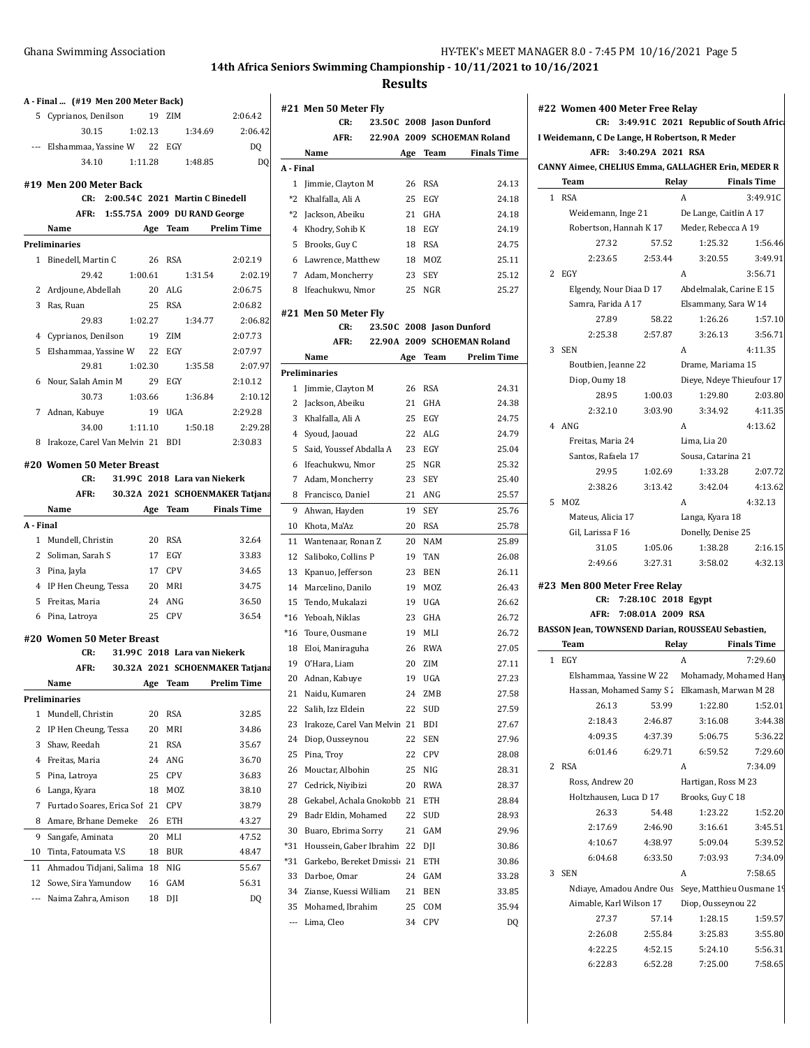## 14th Africa Seniors Swimming Championship - 10/11/2021 to 10/16/2021

## Results

### A - Final ... (#19 Men 200 Meter Back)

| | Name | Age | Team | Finals Time |
|---|---|---|---|---|
| 5 | Cyprianos, Denilson | 19 | ZIM | 2:06.42 |
| | 30.15 | 1:02.13 | 1:34.69 | 2:06.42 |
| --- | Elshammaa, Yassine W | 22 | EGY | DQ |
| | 34.10 | 1:11.28 | 1:48.85 | DQ |

### #19 Men 200 Meter Back

CR: 2:00.54C 2021 Martin C Binedell
AFR: 1:55.75A 2009 DU RAND George

| | Name | Age | Team | Prelim Time |
|---|---|---|---|---|
| **Preliminaries** | | | | |
| 1 | Binedell, Martin C | 26 | RSA | 2:02.19 |
| | 29.42 | 1:00.61 | 1:31.54 | 2:02.19 |
| 2 | Ardjoune, Abdellah | 20 | ALG | 2:06.75 |
| 3 | Ras, Ruan | 25 | RSA | 2:06.82 |
| | 29.83 | 1:02.27 | 1:34.77 | 2:06.82 |
| 4 | Cyprianos, Denilson | 19 | ZIM | 2:07.73 |
| 5 | Elshammaa, Yassine W | 22 | EGY | 2:07.97 |
| | 29.81 | 1:02.30 | 1:35.58 | 2:07.97 |
| 6 | Nour, Salah Amin M | 29 | EGY | 2:10.12 |
| | 30.73 | 1:03.66 | 1:36.84 | 2:10.12 |
| 7 | Adnan, Kabuye | 19 | UGA | 2:29.28 |
| | 34.00 | 1:11.10 | 1:50.18 | 2:29.28 |
| 8 | Irakoze, Carel Van Melvin | 21 | BDI | 2:30.83 |

### #20 Women 50 Meter Breast

CR: 31.99C 2018 Lara van Niekerk
AFR: 30.32A 2021 SCHOENMAKER Tatjana

| | Name | Age | Team | Finals Time |
|---|---|---|---|---|
| **A - Final** | | | | |
| 1 | Mundell, Christin | 20 | RSA | 32.64 |
| 2 | Soliman, Sarah S | 17 | EGY | 33.83 |
| 3 | Pina, Jayla | 17 | CPV | 34.65 |
| 4 | IP Hen Cheung, Tessa | 20 | MRI | 34.75 |
| 5 | Freitas, Maria | 24 | ANG | 36.50 |
| 6 | Pina, Latroya | 25 | CPV | 36.54 |

### #20 Women 50 Meter Breast

CR: 31.99C 2018 Lara van Niekerk
AFR: 30.32A 2021 SCHOENMAKER Tatjana

| | Name | Age | Team | Prelim Time |
|---|---|---|---|---|
| **Preliminaries** | | | | |
| 1 | Mundell, Christin | 20 | RSA | 32.85 |
| 2 | IP Hen Cheung, Tessa | 20 | MRI | 34.86 |
| 3 | Shaw, Reedah | 21 | RSA | 35.67 |
| 4 | Freitas, Maria | 24 | ANG | 36.70 |
| 5 | Pina, Latroya | 25 | CPV | 36.83 |
| 6 | Langa, Kyara | 18 | MOZ | 38.10 |
| 7 | Furtado Soares, Erica Sof | 21 | CPV | 38.79 |
| 8 | Amare, Brhane Demeke | 26 | ETH | 43.27 |
| 9 | Sangafe, Aminata | 20 | MLI | 47.52 |
| 10 | Tinta, Fatoumata V.S | 18 | BUR | 48.47 |
| 11 | Ahmadou Tidjani, Salima | 18 | NIG | 55.67 |
| 12 | Sowe, Sira Yamundow | 16 | GAM | 56.31 |
| --- | Naima Zahra, Amison | 18 | DJI | DQ |

### #21 Men 50 Meter Fly

CR: 23.50C 2008 Jason Dunford
AFR: 22.90A 2009 SCHOEMAN Roland

| | Name | Age | Team | Finals Time |
|---|---|---|---|---|
| **A - Final** | | | | |
| 1 | Jimmie, Clayton M | 26 | RSA | 24.13 |
| *2 | Khalfalla, Ali A | 25 | EGY | 24.18 |
| *2 | Jackson, Abeiku | 21 | GHA | 24.18 |
| 4 | Khodry, Sohib K | 18 | EGY | 24.19 |
| 5 | Brooks, Guy C | 18 | RSA | 24.75 |
| 6 | Lawrence, Matthew | 18 | MOZ | 25.11 |
| 7 | Adam, Moncherry | 23 | SEY | 25.12 |
| 8 | Ifeachukwu, Nmor | 25 | NGR | 25.27 |

### #21 Men 50 Meter Fly

CR: 23.50C 2008 Jason Dunford
AFR: 22.90A 2009 SCHOEMAN Roland

| | Name | Age | Team | Prelim Time |
|---|---|---|---|---|
| **Preliminaries** | | | | |
| 1 | Jimmie, Clayton M | 26 | RSA | 24.31 |
| 2 | Jackson, Abeiku | 21 | GHA | 24.38 |
| 3 | Khalfalla, Ali A | 25 | EGY | 24.75 |
| 4 | Syoud, Jaouad | 22 | ALG | 24.79 |
| 5 | Said, Youssef Abdalla A | 23 | EGY | 25.04 |
| 6 | Ifeachukwu, Nmor | 25 | NGR | 25.32 |
| 7 | Adam, Moncherry | 23 | SEY | 25.40 |
| 8 | Francisco, Daniel | 21 | ANG | 25.57 |
| 9 | Ahwan, Hayden | 19 | SEY | 25.76 |
| 10 | Khota, Ma'Az | 20 | RSA | 25.78 |
| 11 | Wantenaar, Ronan Z | 20 | NAM | 25.89 |
| 12 | Saliboko, Collins P | 19 | TAN | 26.08 |
| 13 | Kpanuo, Jefferson | 23 | BEN | 26.11 |
| 14 | Marcelino, Danilo | 19 | MOZ | 26.43 |
| 15 | Tendo, Mukalazi | 19 | UGA | 26.62 |
| *16 | Yeboah, Niklas | 23 | GHA | 26.72 |
| *16 | Toure, Ousmane | 19 | MLI | 26.72 |
| 18 | Eloi, Maniraguha | 26 | RWA | 27.05 |
| 19 | O'Hara, Liam | 20 | ZIM | 27.11 |
| 20 | Adnan, Kabuye | 19 | UGA | 27.23 |
| 21 | Naidu, Kumaren | 24 | ZMB | 27.58 |
| 22 | Salih, Izz Eldein | 22 | SUD | 27.59 |
| 23 | Irakoze, Carel Van Melvin | 21 | BDI | 27.67 |
| 24 | Diop, Ousseynou | 22 | SEN | 27.96 |
| 25 | Pina, Troy | 22 | CPV | 28.08 |
| 26 | Mouctar, Albohin | 25 | NIG | 28.31 |
| 27 | Cedrick, Niyibizi | 20 | RWA | 28.37 |
| 28 | Gekabel, Achala Gnokobb | 21 | ETH | 28.84 |
| 29 | Badr Eldin, Mohamed | 22 | SUD | 28.93 |
| 30 | Buaro, Ebrima Sorry | 21 | GAM | 29.96 |
| *31 | Houssein, Gaber Ibrahim | 22 | DJI | 30.86 |
| *31 | Garkebo, Bereket Dmissi | 21 | ETH | 30.86 |
| 33 | Darboe, Omar | 24 | GAM | 33.28 |
| 34 | Zianse, Kuessi William | 21 | BEN | 33.85 |
| 35 | Mohamed, Ibrahim | 25 | COM | 35.94 |
| --- | Lima, Cleo | 34 | CPV | DQ |

### #22 Women 400 Meter Free Relay

CR: 3:49.91C 2021 Republic of South Africa
I Weidemann, C De Lange, H Robertson, R Meder
AFR: 3:40.29A 2021 RSA
CANNY Aimee, CHELIUS Emma, GALLAGHER Erin, MEDER R

| | Team | Relay | | Finals Time |
|---|---|---|---|---|
| 1 | RSA | A | | 3:49.91C |
| | Weidemann, Inge 21 | De Lange, Caitlin A 17 | | |
| | Robertson, Hannah K 17 | Meder, Rebecca A 19 | | |
| | 27.32 | 57.52 | 1:25.32 | 1:56.46 |
| | 2:23.65 | 2:53.44 | 3:20.55 | 3:49.91 |
| 2 | EGY | A | | 3:56.71 |
| | Elgendy, Nour Diaa D 17 | Abdelmalak, Carine E 15 | | |
| | Samra, Farida A 17 | Elsammany, Sara W 14 | | |
| | 27.89 | 58.22 | 1:26.26 | 1:57.10 |
| | 2:25.38 | 2:57.87 | 3:26.13 | 3:56.71 |
| 3 | SEN | A | | 4:11.35 |
| | Boutbien, Jeanne 22 | Drame, Mariama 15 | | |
| | Diop, Oumy 18 | Dieye, Ndeye Thieufour 17 | | |
| | 28.95 | 1:00.03 | 1:29.80 | 2:03.80 |
| | 2:32.10 | 3:03.90 | 3:34.92 | 4:11.35 |
| 4 | ANG | A | | 4:13.62 |
| | Freitas, Maria 24 | Lima, Lia 20 | | |
| | Santos, Rafaela 17 | Sousa, Catarina 21 | | |
| | 29.95 | 1:02.69 | 1:33.28 | 2:07.72 |
| | 2:38.26 | 3:13.42 | 3:42.04 | 4:13.62 |
| 5 | MOZ | A | | 4:32.13 |
| | Mateus, Alicia 17 | Langa, Kyara 18 | | |
| | Gil, Larissa F 16 | Donelly, Denise 25 | | |
| | 31.05 | 1:05.06 | 1:38.28 | 2:16.15 |
| | 2:49.66 | 3:27.31 | 3:58.02 | 4:32.13 |

### #23 Men 800 Meter Free Relay

CR: 7:28.10C 2018 Egypt
AFR: 7:08.01A 2009 RSA
BASSON Jean, TOWNSEND Darian, ROUSSEAU Sebastien,

| | Team | Relay | | Finals Time |
|---|---|---|---|---|
| 1 | EGY | A | | 7:29.60 |
| | Elshammaa, Yassine W 22 | Mohamady, Mohamed Hany | | |
| | Hassan, Mohamed Samy S 2 | Elkamash, Marwan M 28 | | |
| | 26.13 | 53.99 | 1:22.80 | 1:52.01 |
| | 2:18.43 | 2:46.87 | 3:16.08 | 3:44.38 |
| | 4:09.35 | 4:37.39 | 5:06.75 | 5:36.22 |
| | 6:01.46 | 6:29.71 | 6:59.52 | 7:29.60 |
| 2 | RSA | A | | 7:34.09 |
| | Ross, Andrew 20 | Hartigan, Ross M 23 | | |
| | Holtzhausen, Luca D 17 | Brooks, Guy C 18 | | |
| | 26.33 | 54.48 | 1:23.22 | 1:52.20 |
| | 2:17.69 | 2:46.90 | 3:16.61 | 3:45.51 |
| | 4:10.67 | 4:38.97 | 5:09.04 | 5:39.52 |
| | 6:04.68 | 6:33.50 | 7:03.93 | 7:34.09 |
| 3 | SEN | A | | 7:58.65 |
| | Ndiaye, Amadou Andre Ous | Seye, Matthieu Ousmane 19 | | |
| | Aimable, Karl Wilson 17 | Diop, Ousseynou 22 | | |
| | 27.37 | 57.14 | 1:28.15 | 1:59.57 |
| | 2:26.08 | 2:55.84 | 3:25.83 | 3:55.80 |
| | 4:22.25 | 4:52.15 | 5:24.10 | 5:56.31 |
| | 6:22.83 | 6:52.28 | 7:25.00 | 7:58.65 |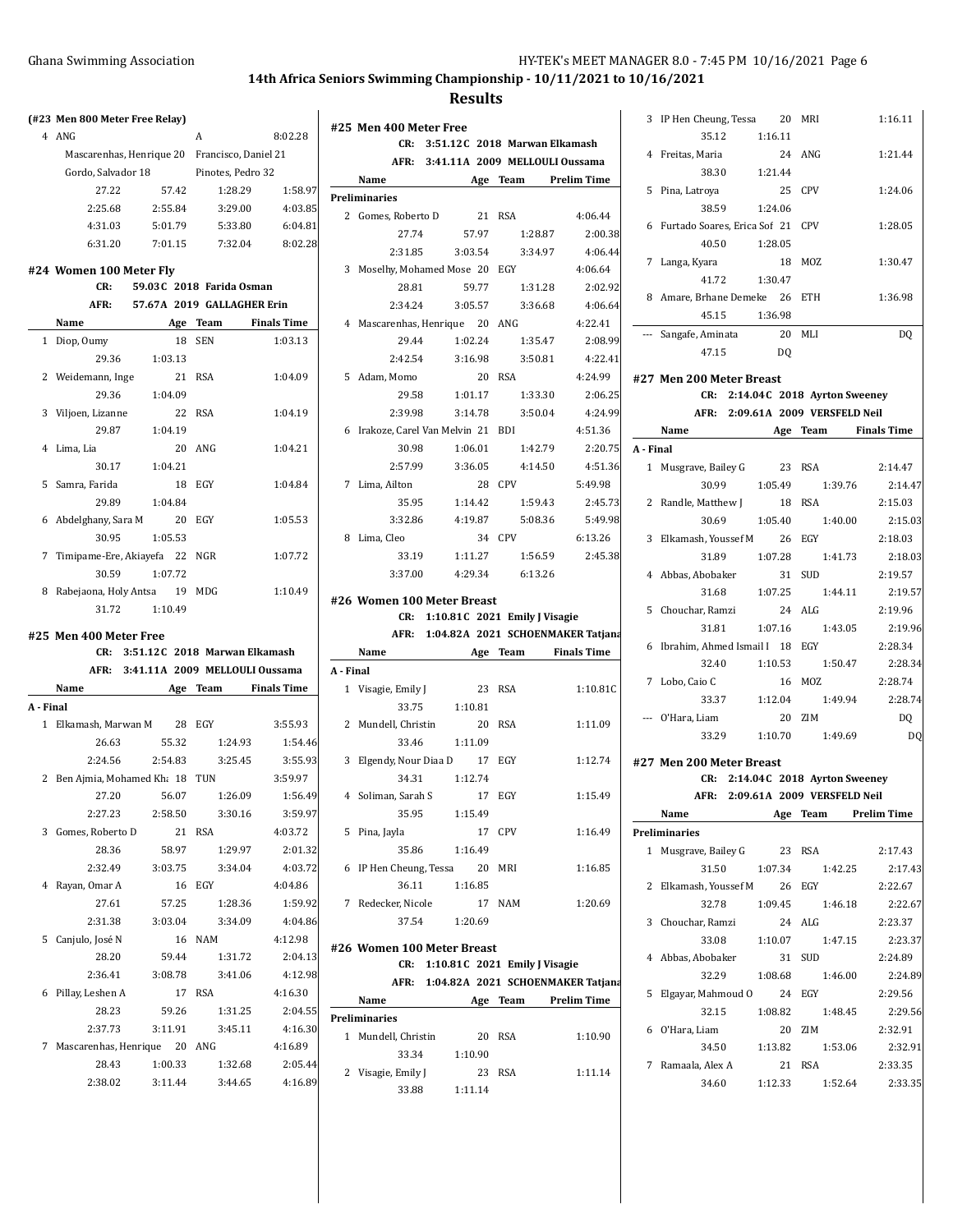## 14th Africa Seniors Swimming Championship - 10/11/2021 to 10/16/2021

## Results

### (#23 Men 800 Meter Free Relay)

| | Team | Relay | | Finals Time |
|---|---|---|---|---|
| 4 | ANG | A | | 8:02.28 |

Mascarenhas, Henrique 20 — Francisco, Daniel 21
Gordo, Salvador 18 — Pinotes, Pedro 32

| | | | |
|---|---|---|---|
| 27.22 | 57.42 | 1:28.29 | 1:58.97 |
| 2:25.68 | 2:55.84 | 3:29.00 | 4:03.85 |
| 4:31.03 | 5:01.79 | 5:33.80 | 6:04.81 |
| 6:31.20 | 7:01.15 | 7:32.04 | 8:02.28 |

### #24 Women 100 Meter Fly

CR: 59.03C 2018 Farida Osman
AFR: 57.67A 2019 GALLAGHER Erin

| | Name | Age | Team | Finals Time |
|---|---|---|---|---|
| 1 | Diop, Oumy | 18 | SEN | 1:03.13 |
| | 29.36 | 1:03.13 | | |
| 2 | Weidemann, Inge | 21 | RSA | 1:04.09 |
| | 29.36 | 1:04.09 | | |
| 3 | Viljoen, Lizanne | 22 | RSA | 1:04.19 |
| | 29.87 | 1:04.19 | | |
| 4 | Lima, Lia | 20 | ANG | 1:04.21 |
| | 30.17 | 1:04.21 | | |
| 5 | Samra, Farida | 18 | EGY | 1:04.84 |
| | 29.89 | 1:04.84 | | |
| 6 | Abdelghany, Sara M | 20 | EGY | 1:05.53 |
| | 30.95 | 1:05.53 | | |
| 7 | Timipame-Ere, Akiayefa | 22 | NGR | 1:07.72 |
| | 30.59 | 1:07.72 | | |
| 8 | Rabejaona, Holy Antsa | 19 | MDG | 1:10.49 |
| | 31.72 | 1:10.49 | | |

### #25 Men 400 Meter Free

CR: 3:51.12C 2018 Marwan Elkamash
AFR: 3:41.11A 2009 MELLOULI Oussama

| | Name | Age | Team | Finals Time |
|---|---|---|---|---|
| **A - Final** | | | | |
| 1 | Elkamash, Marwan M | 28 | EGY | 3:55.93 |
| | 26.63 / 55.32 / 1:24.93 / 1:54.46 | | | |
| | 2:24.56 / 2:54.83 / 3:25.45 / 3:55.93 | | | |
| 2 | Ben Ajmia, Mohamed Kha | 18 | TUN | 3:59.97 |
| | 27.20 / 56.07 / 1:26.09 / 1:56.49 | | | |
| | 2:27.23 / 2:58.50 / 3:30.16 / 3:59.97 | | | |
| 3 | Gomes, Roberto D | 21 | RSA | 4:03.72 |
| | 28.36 / 58.97 / 1:29.97 / 2:01.32 | | | |
| | 2:32.49 / 3:03.75 / 3:34.04 / 4:03.72 | | | |
| 4 | Rayan, Omar A | 16 | EGY | 4:04.86 |
| | 27.61 / 57.25 / 1:28.36 / 1:59.92 | | | |
| | 2:31.38 / 3:03.04 / 3:34.09 / 4:04.86 | | | |
| 5 | Canjulo, José N | 16 | NAM | 4:12.98 |
| | 28.20 / 59.44 / 1:31.72 / 2:04.13 | | | |
| | 2:36.41 / 3:08.78 / 3:41.06 / 4:12.98 | | | |
| 6 | Pillay, Leshen A | 17 | RSA | 4:16.30 |
| | 28.23 / 59.26 / 1:31.25 / 2:04.55 | | | |
| | 2:37.73 / 3:11.91 / 3:45.11 / 4:16.30 | | | |
| 7 | Mascarenhas, Henrique | 20 | ANG | 4:16.89 |
| | 28.43 / 1:00.33 / 1:32.68 / 2:05.44 | | | |
| | 2:38.02 / 3:11.44 / 3:44.65 / 4:16.89 | | | |

### #25 Men 400 Meter Free

CR: 3:51.12C 2018 Marwan Elkamash
AFR: 3:41.11A 2009 MELLOULI Oussama

| | Name | Age | Team | Prelim Time |
|---|---|---|---|---|
| **Preliminaries** | | | | |
| 2 | Gomes, Roberto D | 21 | RSA | 4:06.44 |
| | 27.74 / 57.97 / 1:28.87 / 2:00.38 | | | |
| | 2:31.85 / 3:03.54 / 3:34.97 / 4:06.44 | | | |
| 3 | Moselhy, Mohamed Mose | 20 | EGY | 4:06.64 |
| | 28.81 / 59.77 / 1:31.28 / 2:02.92 | | | |
| | 2:34.24 / 3:05.57 / 3:36.68 / 4:06.64 | | | |
| 4 | Mascarenhas, Henrique | 20 | ANG | 4:22.41 |
| | 29.44 / 1:02.24 / 1:35.47 / 2:08.99 | | | |
| | 2:42.54 / 3:16.98 / 3:50.81 / 4:22.41 | | | |
| 5 | Adam, Momo | 20 | RSA | 4:24.99 |
| | 29.58 / 1:01.17 / 1:33.30 / 2:06.25 | | | |
| | 2:39.98 / 3:14.78 / 3:50.04 / 4:24.99 | | | |
| 6 | Irakoze, Carel Van Melvin | 21 | BDI | 4:51.36 |
| | 30.98 / 1:06.01 / 1:42.79 / 2:20.75 | | | |
| | 2:57.99 / 3:36.05 / 4:14.50 / 4:51.36 | | | |
| 7 | Lima, Ailton | 28 | CPV | 5:49.98 |
| | 35.95 / 1:14.42 / 1:59.43 / 2:45.73 | | | |
| | 3:32.86 / 4:19.87 / 5:08.36 / 5:49.98 | | | |
| 8 | Lima, Cleo | 34 | CPV | 6:13.26 |
| | 33.19 / 1:11.27 / 1:56.59 / 2:45.38 | | | |
| | 3:37.00 / 4:29.34 / 6:13.26 | | | |

### #26 Women 100 Meter Breast

CR: 1:10.81C 2021 Emily J Visagie
AFR: 1:04.82A 2021 SCHOENMAKER Tatjana

| | Name | Age | Team | Finals Time |
|---|---|---|---|---|
| **A - Final** | | | | |
| 1 | Visagie, Emily J | 23 | RSA | 1:10.81C |
| | 33.75 | 1:10.81 | | |
| 2 | Mundell, Christin | 20 | RSA | 1:11.09 |
| | 33.46 | 1:11.09 | | |
| 3 | Elgendy, Nour Diaa D | 17 | EGY | 1:12.74 |
| | 34.31 | 1:12.74 | | |
| 4 | Soliman, Sarah S | 17 | EGY | 1:15.49 |
| | 35.95 | 1:15.49 | | |
| 5 | Pina, Jayla | 17 | CPV | 1:16.49 |
| | 35.86 | 1:16.49 | | |
| 6 | IP Hen Cheung, Tessa | 20 | MRI | 1:16.85 |
| | 36.11 | 1:16.85 | | |
| 7 | Redecker, Nicole | 17 | NAM | 1:20.69 |
| | 37.54 | 1:20.69 | | |

### #26 Women 100 Meter Breast

CR: 1:10.81C 2021 Emily J Visagie
AFR: 1:04.82A 2021 SCHOENMAKER Tatjana

| | Name | Age | Team | Prelim Time |
|---|---|---|---|---|
| **Preliminaries** | | | | |
| 1 | Mundell, Christin | 20 | RSA | 1:10.90 |
| | 33.34 | 1:10.90 | | |
| 2 | Visagie, Emily J | 23 | RSA | 1:11.14 |
| | 33.88 | 1:11.14 | | |
| 3 | IP Hen Cheung, Tessa | 20 | MRI | 1:16.11 |
| | 35.12 | 1:16.11 | | |
| 4 | Freitas, Maria | 24 | ANG | 1:21.44 |
| | 38.30 | 1:21.44 | | |
| 5 | Pina, Latroya | 25 | CPV | 1:24.06 |
| | 38.59 | 1:24.06 | | |
| 6 | Furtado Soares, Erica Sof | 21 | CPV | 1:28.05 |
| | 40.50 | 1:28.05 | | |
| 7 | Langa, Kyara | 18 | MOZ | 1:30.47 |
| | 41.72 | 1:30.47 | | |
| 8 | Amare, Brhane Demeke | 26 | ETH | 1:36.98 |
| | 45.15 | 1:36.98 | | |
| --- | Sangafe, Aminata | 20 | MLI | DQ |
| | 47.15 | DQ | | |

### #27 Men 200 Meter Breast

CR: 2:14.04C 2018 Ayrton Sweeney
AFR: 2:09.61A 2009 VERSFELD Neil

| | Name | Age | Team | Finals Time |
|---|---|---|---|---|
| **A - Final** | | | | |
| 1 | Musgrave, Bailey G | 23 | RSA | 2:14.47 |
| | 30.99 / 1:05.49 / 1:39.76 / 2:14.47 | | | |
| 2 | Randle, Matthew J | 18 | RSA | 2:15.03 |
| | 30.69 / 1:05.40 / 1:40.00 / 2:15.03 | | | |
| 3 | Elkamash, Youssef M | 26 | EGY | 2:18.03 |
| | 31.89 / 1:07.28 / 1:41.73 / 2:18.03 | | | |
| 4 | Abbas, Abobaker | 31 | SUD | 2:19.57 |
| | 31.68 / 1:07.25 / 1:44.11 / 2:19.57 | | | |
| 5 | Chouchar, Ramzi | 24 | ALG | 2:19.96 |
| | 31.81 / 1:07.16 / 1:43.05 / 2:19.96 | | | |
| 6 | Ibrahim, Ahmed Ismail I | 18 | EGY | 2:28.34 |
| | 32.40 / 1:10.53 / 1:50.47 / 2:28.34 | | | |
| 7 | Lobo, Caio C | 16 | MOZ | 2:28.74 |
| | 33.37 / 1:12.04 / 1:49.94 / 2:28.74 | | | |
| --- | O'Hara, Liam | 20 | ZIM | DQ |
| | 33.29 / 1:10.70 / 1:49.69 / DQ | | | |

### #27 Men 200 Meter Breast

CR: 2:14.04C 2018 Ayrton Sweeney
AFR: 2:09.61A 2009 VERSFELD Neil

| | Name | Age | Team | Prelim Time |
|---|---|---|---|---|
| **Preliminaries** | | | | |
| 1 | Musgrave, Bailey G | 23 | RSA | 2:17.43 |
| | 31.50 / 1:07.34 / 1:42.25 / 2:17.43 | | | |
| 2 | Elkamash, Youssef M | 26 | EGY | 2:22.67 |
| | 32.78 / 1:09.45 / 1:46.18 / 2:22.67 | | | |
| 3 | Chouchar, Ramzi | 24 | ALG | 2:23.37 |
| | 33.08 / 1:10.07 / 1:47.15 / 2:23.37 | | | |
| 4 | Abbas, Abobaker | 31 | SUD | 2:24.89 |
| | 32.29 / 1:08.68 / 1:46.00 / 2:24.89 | | | |
| 5 | Elgayar, Mahmoud O | 24 | EGY | 2:29.56 |
| | 32.15 / 1:08.82 / 1:48.45 / 2:29.56 | | | |
| 6 | O'Hara, Liam | 20 | ZIM | 2:32.91 |
| | 34.50 / 1:13.82 / 1:53.06 / 2:32.91 | | | |
| 7 | Ramaala, Alex A | 21 | RSA | 2:33.35 |
| | 34.60 / 1:12.33 / 1:52.64 / 2:33.35 | | | |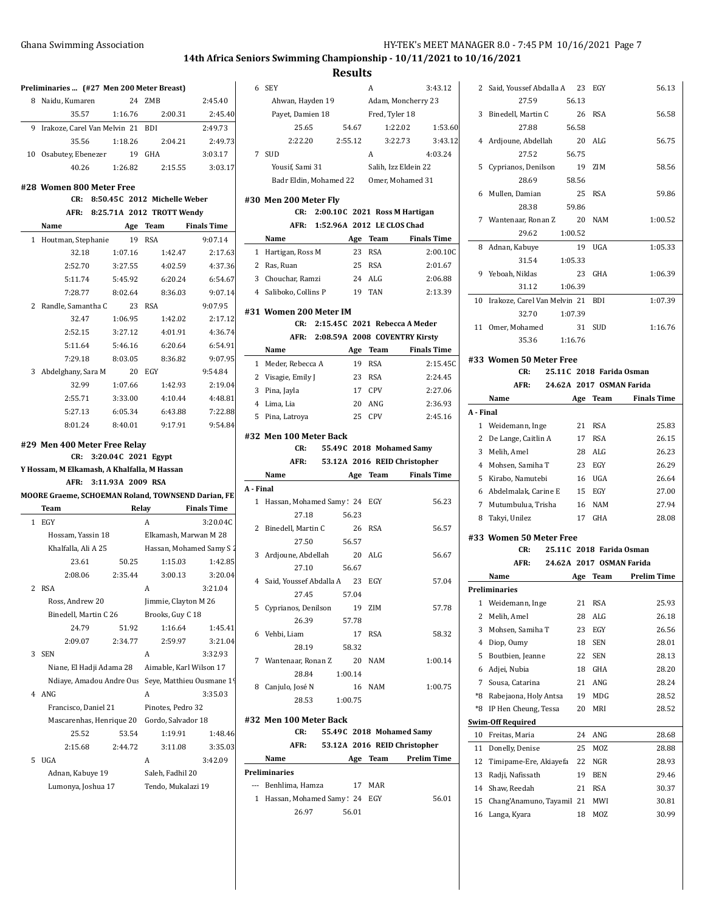## 14th Africa Seniors Swimming Championship - 10/11/2021 to 10/16/2021

## Results

### Preliminaries ... (#27 Men 200 Meter Breast)

| | Name | Age | Team | Prelim Time |
|---|---|---|---|---|
| 8 | Naidu, Kumaren | 24 | ZMB | 2:45.40 |
| | 35.57 | 1:16.76 | 2:00.31 | 2:45.40 |
| 9 | Irakoze, Carel Van Melvin | 21 | BDI | 2:49.73 |
| | 35.56 | 1:18.26 | 2:04.21 | 2:49.73 |
| 10 | Osabutey, Ebenezer | 19 | GHA | 3:03.17 |
| | 40.26 | 1:26.82 | 2:15.55 | 3:03.17 |

### #28 Women 800 Meter Free

CR: 8:50.45C 2012 Michelle Weber
AFR: 8:25.71A 2012 TROTT Wendy

| | Name | Age | Team | Finals Time |
|---|---|---|---|---|
| 1 | Houtman, Stephanie | 19 | RSA | 9:07.14 |
| | 32.18 | 1:07.16 | 1:42.47 | 2:17.63 |
| | 2:52.70 | 3:27.55 | 4:02.59 | 4:37.36 |
| | 5:11.74 | 5:45.92 | 6:20.24 | 6:54.67 |
| | 7:28.77 | 8:02.64 | 8:36.03 | 9:07.14 |
| 2 | Randle, Samantha C | 23 | RSA | 9:07.95 |
| | 32.47 | 1:06.95 | 1:42.02 | 2:17.12 |
| | 2:52.15 | 3:27.12 | 4:01.91 | 4:36.74 |
| | 5:11.64 | 5:46.16 | 6:20.64 | 6:54.91 |
| | 7:29.18 | 8:03.05 | 8:36.82 | 9:07.95 |
| 3 | Abdelghany, Sara M | 20 | EGY | 9:54.84 |
| | 32.99 | 1:07.66 | 1:42.93 | 2:19.04 |
| | 2:55.71 | 3:33.00 | 4:10.44 | 4:48.81 |
| | 5:27.13 | 6:05.34 | 6:43.88 | 7:22.88 |
| | 8:01.24 | 8:40.01 | 9:17.91 | 9:54.84 |

### #29 Men 400 Meter Free Relay

CR: 3:20.04C 2021 Egypt
Y Hossam, M Elkamash, A Khalfalla, M Hassan
AFR: 3:11.93A 2009 RSA
MOORE Graeme, SCHOEMAN Roland, TOWNSEND Darian, FE

| | Team | | Relay | Finals Time |
|---|---|---|---|---|
| 1 | EGY | | A | 3:20.04C |
| | Hossam, Yassin 18 | | Elkamash, Marwan M 28 | |
| | Khalfalla, Ali A 25 | | Hassan, Mohamed Samy S 2 | |
| | 23.61 | 50.25 | 1:15.03 | 1:42.85 |
| | 2:08.06 | 2:35.44 | 3:00.13 | 3:20.04 |
| 2 | RSA | | A | 3:21.04 |
| | Ross, Andrew 20 | | Jimmie, Clayton M 26 | |
| | Binedell, Martin C 26 | | Brooks, Guy C 18 | |
| | 24.79 | 51.92 | 1:16.64 | 1:45.41 |
| | 2:09.07 | 2:34.77 | 2:59.97 | 3:21.04 |
| 3 | SEN | | A | 3:32.93 |
| | Niane, El Hadji Adama 28 | | Aimable, Karl Wilson 17 | |
| | Ndiaye, Amadou Andre Ous | | Seye, Matthieu Ousmane 19 | |
| 4 | ANG | | A | 3:35.03 |
| | Francisco, Daniel 21 | | Pinotes, Pedro 32 | |
| | Mascarenhas, Henrique 20 | | Gordo, Salvador 18 | |
| | 25.52 | 53.54 | 1:19.91 | 1:48.46 |
| | 2:15.68 | 2:44.72 | 3:11.08 | 3:35.03 |
| 5 | UGA | | A | 3:42.09 |
| | Adnan, Kabuye 19 | | Saleh, Fadhil 20 | |
| | Lumonya, Joshua 17 | | Tendo, Mukalazi 19 | |
| 6 | SEY | | A | 3:43.12 |
| | Ahwan, Hayden 19 | | Adam, Moncherry 23 | |
| | Payet, Damien 18 | | Fred, Tyler 18 | |
| | 25.65 | 54.67 | 1:22.02 | 1:53.60 |
| | 2:22.20 | 2:55.12 | 3:22.73 | 3:43.12 |
| 7 | SUD | | A | 4:03.24 |
| | Yousif, Sami 31 | | Salih, Izz Eldein 22 | |
| | Badr Eldin, Mohamed 22 | | Omer, Mohamed 31 | |

### #30 Men 200 Meter Fly

CR: 2:00.10C 2021 Ross M Hartigan
AFR: 1:52.96A 2012 LE CLOS Chad

| | Name | Age | Team | Finals Time |
|---|---|---|---|---|
| 1 | Hartigan, Ross M | 23 | RSA | 2:00.10C |
| 2 | Ras, Ruan | 25 | RSA | 2:01.67 |
| 3 | Chouchar, Ramzi | 24 | ALG | 2:06.88 |
| 4 | Saliboko, Collins P | 19 | TAN | 2:13.39 |

### #31 Women 200 Meter IM

CR: 2:15.45C 2021 Rebecca A Meder
AFR: 2:08.59A 2008 COVENTRY Kirsty

| | Name | Age | Team | Finals Time |
|---|---|---|---|---|
| 1 | Meder, Rebecca A | 19 | RSA | 2:15.45C |
| 2 | Visagie, Emily J | 23 | RSA | 2:24.45 |
| 3 | Pina, Jayla | 17 | CPV | 2:27.06 |
| 4 | Lima, Lia | 20 | ANG | 2:36.93 |
| 5 | Pina, Latroya | 25 | CPV | 2:45.16 |

### #32 Men 100 Meter Back

CR: 55.49C 2018 Mohamed Samy
AFR: 53.12A 2016 REID Christopher

**A - Final**

| | Name | Age | Team | Finals Time |
|---|---|---|---|---|
| 1 | Hassan, Mohamed Samy S | 24 | EGY | 56.23 |
| | 27.18 | 56.23 | | |
| 2 | Binedell, Martin C | 26 | RSA | 56.57 |
| | 27.50 | 56.57 | | |
| 3 | Ardjoune, Abdellah | 20 | ALG | 56.67 |
| | 27.10 | 56.67 | | |
| 4 | Said, Youssef Abdalla A | 23 | EGY | 57.04 |
| | 27.45 | 57.04 | | |
| 5 | Cyprianos, Denilson | 19 | ZIM | 57.78 |
| | 26.39 | 57.78 | | |
| 6 | Vehbi, Liam | 17 | RSA | 58.32 |
| | 28.19 | 58.32 | | |
| 7 | Wantenaar, Ronan Z | 20 | NAM | 1:00.14 |
| | 28.84 | 1:00.14 | | |
| 8 | Canjulo, José N | 16 | NAM | 1:00.75 |
| | 28.53 | 1:00.75 | | |

### #32 Men 100 Meter Back

CR: 55.49C 2018 Mohamed Samy
AFR: 53.12A 2016 REID Christopher

**Preliminaries**

| | Name | Age | Team | Prelim Time |
|---|---|---|---|---|
| --- | Benhlima, Hamza | 17 | MAR | |
| 1 | Hassan, Mohamed Samy S | 24 | EGY | 56.01 |
| | 26.97 | 56.01 | | |
| 2 | Said, Youssef Abdalla A | 23 | EGY | 56.13 |
| | 27.59 | 56.13 | | |
| 3 | Binedell, Martin C | 26 | RSA | 56.58 |
| | 27.88 | 56.58 | | |
| 4 | Ardjoune, Abdellah | 20 | ALG | 56.75 |
| | 27.52 | 56.75 | | |
| 5 | Cyprianos, Denilson | 19 | ZIM | 58.56 |
| | 28.69 | 58.56 | | |
| 6 | Mullen, Damian | 25 | RSA | 59.86 |
| | 28.38 | 59.86 | | |
| 7 | Wantenaar, Ronan Z | 20 | NAM | 1:00.52 |
| | 29.62 | 1:00.52 | | |
| 8 | Adnan, Kabuye | 19 | UGA | 1:05.33 |
| | 31.54 | 1:05.33 | | |
| 9 | Yeboah, Nildas | 23 | GHA | 1:06.39 |
| | 31.12 | 1:06.39 | | |
| 10 | Irakoze, Carel Van Melvin | 21 | BDI | 1:07.39 |
| | 32.70 | 1:07.39 | | |
| 11 | Omer, Mohamed | 31 | SUD | 1:16.76 |
| | 35.36 | 1:16.76 | | |

### #33 Women 50 Meter Free

CR: 25.11C 2018 Farida Osman
AFR: 24.62A 2017 OSMAN Farida

**A - Final**

| | Name | Age | Team | Finals Time |
|---|---|---|---|---|
| 1 | Weidemann, Inge | 21 | RSA | 25.83 |
| 2 | De Lange, Caitlin A | 17 | RSA | 26.15 |
| 3 | Melih, Amel | 28 | ALG | 26.23 |
| 4 | Mohsen, Samiha T | 23 | EGY | 26.29 |
| 5 | Kirabo, Namutebi | 16 | UGA | 26.64 |
| 6 | Abdelmalak, Carine E | 15 | EGY | 27.00 |
| 7 | Mutumbulua, Trisha | 16 | NAM | 27.94 |
| 8 | Takyi, Unilez | 17 | GHA | 28.08 |

### #33 Women 50 Meter Free

CR: 25.11C 2018 Farida Osman
AFR: 24.62A 2017 OSMAN Farida

**Preliminaries**

| | Name | Age | Team | Prelim Time |
|---|---|---|---|---|
| 1 | Weidemann, Inge | 21 | RSA | 25.93 |
| 2 | Melih, Amel | 28 | ALG | 26.18 |
| 3 | Mohsen, Samiha T | 23 | EGY | 26.56 |
| 4 | Diop, Oumy | 18 | SEN | 28.01 |
| 5 | Boutbien, Jeanne | 22 | SEN | 28.13 |
| 6 | Adjei, Nubia | 18 | GHA | 28.20 |
| 7 | Sousa, Catarina | 21 | ANG | 28.24 |
| *8 | Rabejaona, Holy Antsa | 19 | MDG | 28.52 |
| *8 | IP Hen Cheung, Tessa | 20 | MRI | 28.52 |
| **Swim-Off Required** | | | | |
| 10 | Freitas, Maria | 24 | ANG | 28.68 |
| 11 | Donelly, Denise | 25 | MOZ | 28.88 |
| 12 | Timipame-Ere, Akiayefa | 22 | NGR | 28.93 |
| 13 | Radji, Nafissath | 19 | BEN | 29.46 |
| 14 | Shaw, Reedah | 21 | RSA | 30.37 |
| 15 | Chang'Anamuno, Tayamil | 21 | MWI | 30.81 |
| 16 | Langa, Kyara | 18 | MOZ | 30.99 |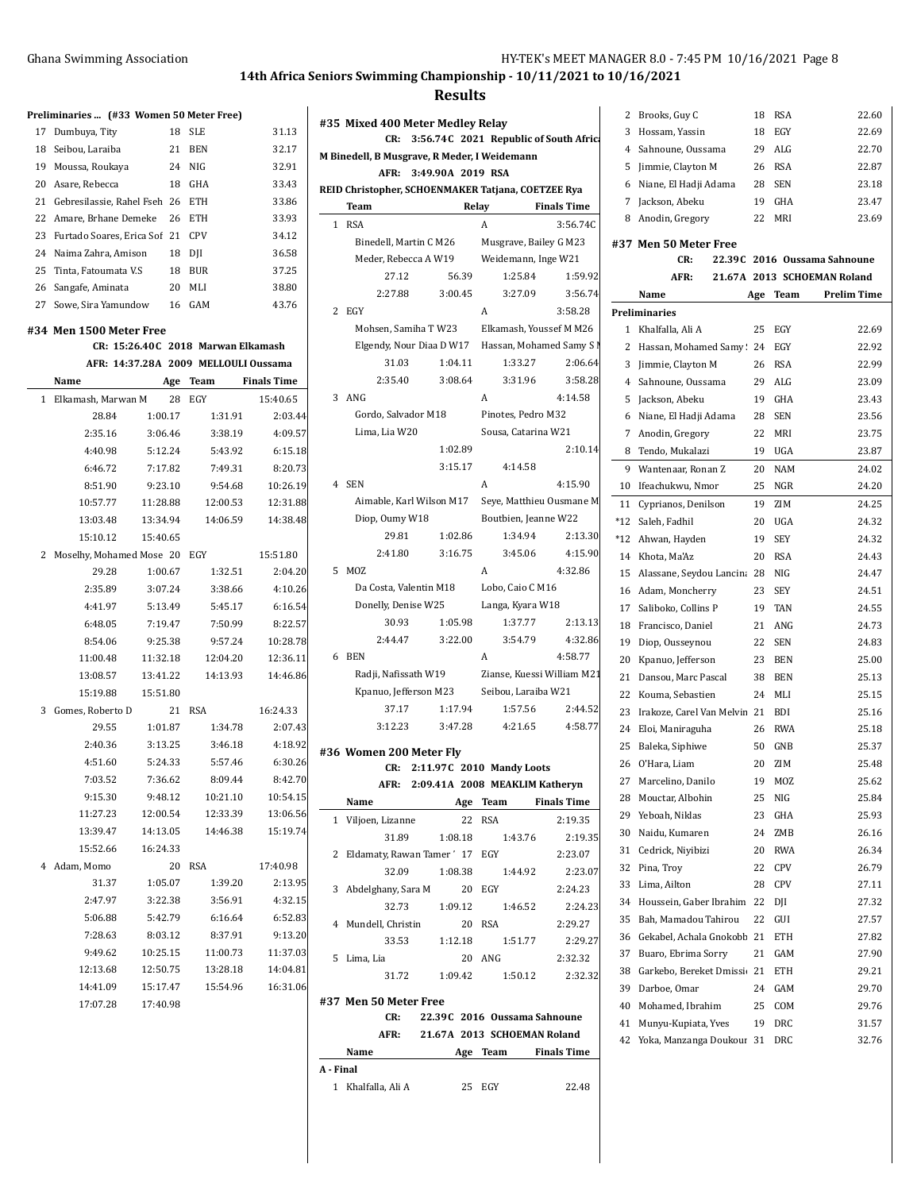## 14th Africa Seniors Swimming Championship - 10/11/2021 to 10/16/2021

### Results

**Preliminaries ... (#33 Women 50 Meter Free)**

| | Name | Age | Team | Prelim Time |
|---|---|---|---|---|
| 17 | Dumbuya, Tity | 18 | SLE | 31.13 |
| 18 | Seibou, Laraiba | 21 | BEN | 32.17 |
| 19 | Moussa, Roukaya | 24 | NIG | 32.91 |
| 20 | Asare, Rebecca | 18 | GHA | 33.43 |
| 21 | Gebresilassie, Rahel Fseh | 26 | ETH | 33.86 |
| 22 | Amare, Brhane Demeke | 26 | ETH | 33.93 |
| 23 | Furtado Soares, Erica Sof | 21 | CPV | 34.12 |
| 24 | Naima Zahra, Amison | 18 | DJI | 36.58 |
| 25 | Tinta, Fatoumata V.S | 18 | BUR | 37.25 |
| 26 | Sangafe, Aminata | 20 | MLI | 38.80 |
| 27 | Sowe, Sira Yamundow | 16 | GAM | 43.76 |

### #34 Men 1500 Meter Free

CR: 15:26.40C 2018 Marwan Elkamash
AFR: 14:37.28A 2009 MELLOULI Oussama

| | Name | Age | Team | Finals Time |
|---|---|---|---|---|
| 1 | Elkamash, Marwan M | 28 | EGY | 15:40.65 |

28.84 1:00.17 1:31.91 2:03.44
2:35.16 3:06.46 3:38.19 4:09.57
4:40.98 5:12.24 5:43.92 6:15.18
6:46.72 7:17.82 7:49.31 8:20.73
8:51.90 9:23.10 9:54.68 10:26.19
10:57.77 11:28.88 12:00.53 12:31.88
13:03.48 13:34.94 14:06.59 14:38.48
15:10.12 15:40.65

| | Name | Age | Team | Finals Time |
|---|---|---|---|---|
| 2 | Moselhy, Mohamed Mose | 20 | EGY | 15:51.80 |

29.28 1:00.67 1:32.51 2:04.20
2:35.89 3:07.24 3:38.66 4:10.26
4:41.97 5:13.49 5:45.17 6:16.54
6:48.05 7:19.47 7:50.99 8:22.57
8:54.06 9:25.38 9:57.24 10:28.78
11:00.48 11:32.18 12:04.20 12:36.11
13:08.57 13:41.22 14:13.93 14:46.86
15:19.88 15:51.80

| | Name | Age | Team | Finals Time |
|---|---|---|---|---|
| 3 | Gomes, Roberto D | 21 | RSA | 16:24.33 |

29.55 1:01.87 1:34.78 2:07.43
2:40.36 3:13.25 3:46.18 4:18.92
4:51.60 5:24.33 5:57.46 6:30.26
7:03.52 7:36.62 8:09.44 8:42.70
9:15.30 9:48.12 10:21.10 10:54.15
11:27.23 12:00.54 12:33.39 13:06.56
13:39.47 14:13.05 14:46.38 15:19.74
15:52.66 16:24.33

| | Name | Age | Team | Finals Time |
|---|---|---|---|---|
| 4 | Adam, Momo | 20 | RSA | 17:40.98 |

31.37 1:05.07 1:39.20 2:13.95
2:47.97 3:22.38 3:56.91 4:32.15
5:06.88 5:42.79 6:16.64 6:52.83
7:28.63 8:03.12 8:37.91 9:13.20
9:49.62 10:25.15 11:00.73 11:37.03
12:13.68 12:50.75 13:28.18 14:04.81
14:41.09 15:17.47 15:54.96 16:31.06
17:07.28 17:40.98

### #35 Mixed 400 Meter Medley Relay

CR: 3:56.74C 2021 Republic of South Africa
M Binedell, B Musgrave, R Meder, I Weidemann
AFR: 3:49.90A 2019 RSA
REID Christopher, SCHOENMAKER Tatjana, COETZEE Rya

| | Team | Relay | Finals Time |
|---|---|---|---|
| 1 | RSA | A | 3:56.74C |

Binedell, Martin C M26 — Musgrave, Bailey G M23 — Meder, Rebecca A W19 — Weidemann, Inge W21
27.12 56.39 1:25.84 1:59.92
2:27.88 3:00.45 3:27.09 3:56.74

| | Team | Relay | Finals Time |
|---|---|---|---|
| 2 | EGY | A | 3:58.28 |

Mohsen, Samiha T W23 — Elkamash, Youssef M M26 — Elgendy, Nour Diaa D W17 — Hassan, Mohamed Samy S M
31.03 1:04.11 1:33.27 2:06.64
2:35.40 3:08.64 3:31.96 3:58.28

| | Team | Relay | Finals Time |
|---|---|---|---|
| 3 | ANG | A | 4:14.58 |

Gordo, Salvador M18 — Pinotes, Pedro M32 — Lima, Lia W20 — Sousa, Catarina W21
1:02.89 2:10.14
3:15.17 4:14.58

| | Team | Relay | Finals Time |
|---|---|---|---|
| 4 | SEN | A | 4:15.90 |

Aimable, Karl Wilson M17 — Seye, Matthieu Ousmane M — Diop, Oumy W18 — Boutbien, Jeanne W22
29.81 1:02.86 1:34.94 2:13.30
2:41.80 3:16.75 3:45.06 4:15.90

| | Team | Relay | Finals Time |
|---|---|---|---|
| 5 | MOZ | A | 4:32.86 |

Da Costa, Valentin M18 — Lobo, Caio C M16 — Donelly, Denise W25 — Langa, Kyara W18
30.93 1:05.98 1:37.77 2:13.13
2:44.47 3:22.00 3:54.79 4:32.86

| | Team | Relay | Finals Time |
|---|---|---|---|
| 6 | BEN | A | 4:58.77 |

Radji, Nafissath W19 — Zianse, Kuessi William M21 — Kpanuo, Jefferson M23 — Seibou, Laraiba W21
37.17 1:17.94 1:57.56 2:44.52
3:12.23 3:47.28 4:21.65 4:58.77

### #36 Women 200 Meter Fly

CR: 2:11.97C 2010 Mandy Loots
AFR: 2:09.41A 2008 MEAKLIM Katheryn

| | Name | Age | Team | Finals Time |
|---|---|---|---|---|
| 1 | Viljoen, Lizanne | 22 | RSA | 2:19.35 |
| | 31.89 | 1:08.18 | 1:43.76 | 2:19.35 |
| 2 | Eldamaty, Rawan Tamer ' | 17 | EGY | 2:23.07 |
| | 32.09 | 1:08.38 | 1:44.92 | 2:23.07 |
| 3 | Abdelghany, Sara M | 20 | EGY | 2:24.23 |
| | 32.73 | 1:09.12 | 1:46.52 | 2:24.23 |
| 4 | Mundell, Christin | 20 | RSA | 2:29.27 |
| | 33.53 | 1:12.18 | 1:51.77 | 2:29.27 |
| 5 | Lima, Lia | 20 | ANG | 2:32.32 |
| | 31.72 | 1:09.42 | 1:50.12 | 2:32.32 |

### #37 Men 50 Meter Free

CR: 22.39C 2016 Oussama Sahnoune
AFR: 21.67A 2013 SCHOEMAN Roland

**A - Final**

| | Name | Age | Team | Finals Time |
|---|---|---|---|---|
| 1 | Khalfalla, Ali A | 25 | EGY | 22.48 |
| 2 | Brooks, Guy C | 18 | RSA | 22.60 |
| 3 | Hossam, Yassin | 18 | EGY | 22.69 |
| 4 | Sahnoune, Oussama | 29 | ALG | 22.70 |
| 5 | Jimmie, Clayton M | 26 | RSA | 22.87 |
| 6 | Niane, El Hadji Adama | 28 | SEN | 23.18 |
| 7 | Jackson, Abeku | 19 | GHA | 23.47 |
| 8 | Anodin, Gregory | 22 | MRI | 23.69 |

### #37 Men 50 Meter Free

CR: 22.39C 2016 Oussama Sahnoune
AFR: 21.67A 2013 SCHOEMAN Roland

**Preliminaries**

| | Name | Age | Team | Prelim Time |
|---|---|---|---|---|
| 1 | Khalfalla, Ali A | 25 | EGY | 22.69 |
| 2 | Hassan, Mohamed Samy ! | 24 | EGY | 22.92 |
| 3 | Jimmie, Clayton M | 26 | RSA | 22.99 |
| 4 | Sahnoune, Oussama | 29 | ALG | 23.09 |
| 5 | Jackson, Abeku | 19 | GHA | 23.43 |
| 6 | Niane, El Hadji Adama | 28 | SEN | 23.56 |
| 7 | Anodin, Gregory | 22 | MRI | 23.75 |
| 8 | Tendo, Mukalazi | 19 | UGA | 23.87 |
| 9 | Wantenaar, Ronan Z | 20 | NAM | 24.02 |
| 10 | Ifeachukwu, Nmor | 25 | NGR | 24.20 |
| 11 | Cyprianos, Denilson | 19 | ZIM | 24.25 |
| *12 | Saleh, Fadhil | 20 | UGA | 24.32 |
| *12 | Ahwan, Hayden | 19 | SEY | 24.32 |
| 14 | Khota, Ma'Az | 20 | RSA | 24.43 |
| 15 | Alassane, Seydou Lancina | 28 | NIG | 24.47 |
| 16 | Adam, Moncherry | 23 | SEY | 24.51 |
| 17 | Saliboko, Collins P | 19 | TAN | 24.55 |
| 18 | Francisco, Daniel | 21 | ANG | 24.73 |
| 19 | Diop, Ousseynou | 22 | SEN | 24.83 |
| 20 | Kpanuo, Jefferson | 23 | BEN | 25.00 |
| 21 | Dansou, Marc Pascal | 38 | BEN | 25.13 |
| 22 | Kouma, Sebastien | 24 | MLI | 25.15 |
| 23 | Irakoze, Carel Van Melvin | 21 | BDI | 25.16 |
| 24 | Eloi, Maniraguha | 26 | RWA | 25.18 |
| 25 | Baleka, Siphiwe | 50 | GNB | 25.37 |
| 26 | O'Hara, Liam | 20 | ZIM | 25.48 |
| 27 | Marcelino, Danilo | 19 | MOZ | 25.62 |
| 28 | Mouctar, Albohin | 25 | NIG | 25.84 |
| 29 | Yeboah, Niklas | 23 | GHA | 25.93 |
| 30 | Naidu, Kumaren | 24 | ZMB | 26.16 |
| 31 | Cedrick, Niyibizi | 20 | RWA | 26.34 |
| 32 | Pina, Troy | 22 | CPV | 26.79 |
| 33 | Lima, Ailton | 28 | CPV | 27.11 |
| 34 | Houssein, Gaber Ibrahim | 22 | DJI | 27.32 |
| 35 | Bah, Mamadou Tahirou | 22 | GUI | 27.57 |
| 36 | Gekabel, Achala Gnokobb | 21 | ETH | 27.82 |
| 37 | Buaro, Ebrima Sorry | 21 | GAM | 27.90 |
| 38 | Garkebo, Bereket Dmissi | 21 | ETH | 29.21 |
| 39 | Darboe, Omar | 24 | GAM | 29.70 |
| 40 | Mohamed, Ibrahim | 25 | COM | 29.76 |
| 41 | Munyu-Kupiata, Yves | 19 | DRC | 31.57 |
| 42 | Yoka, Manzanga Doukour | 31 | DRC | 32.76 |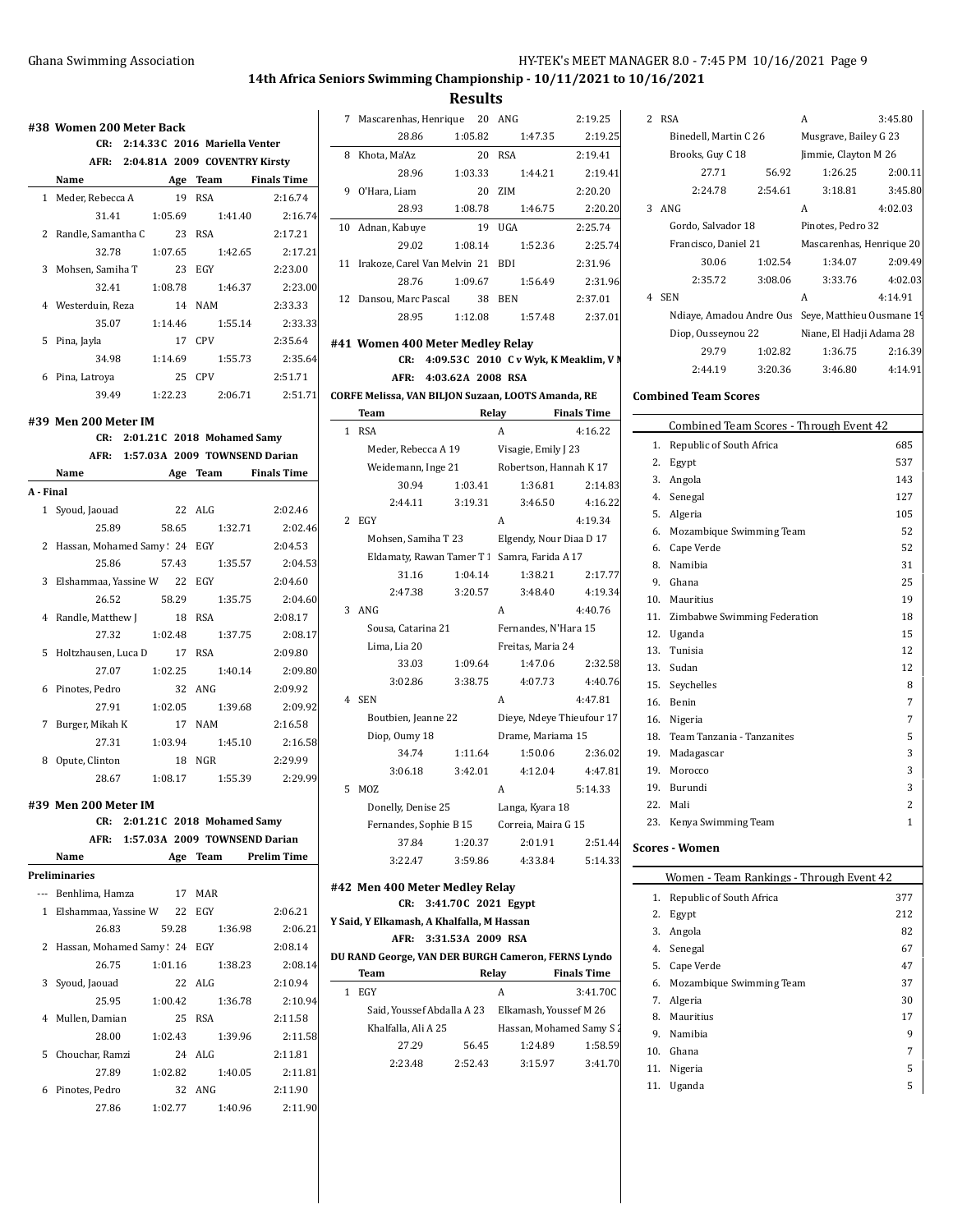## 14th Africa Seniors Swimming Championship - 10/11/2021 to 10/16/2021

## Results

### #38 Women 200 Meter Back

CR: 2:14.33C 2016 Mariella Venter
AFR: 2:04.81A 2009 COVENTRY Kirsty

| | Name | Age | Team | Finals Time |
|---|---|---|---|---|
| 1 | Meder, Rebecca A | 19 | RSA | 2:16.74 |
| | 31.41 | 1:05.69 | 1:41.40 | 2:16.74 |
| 2 | Randle, Samantha C | 23 | RSA | 2:17.21 |
| | 32.78 | 1:07.65 | 1:42.65 | 2:17.21 |
| 3 | Mohsen, Samiha T | 23 | EGY | 2:23.00 |
| | 32.41 | 1:08.78 | 1:46.37 | 2:23.00 |
| 4 | Westerduin, Reza | 14 | NAM | 2:33.33 |
| | 35.07 | 1:14.46 | 1:55.14 | 2:33.33 |
| 5 | Pina, Jayla | 17 | CPV | 2:35.64 |
| | 34.98 | 1:14.69 | 1:55.73 | 2:35.64 |
| 6 | Pina, Latroya | 25 | CPV | 2:51.71 |
| | 39.49 | 1:22.23 | 2:06.71 | 2:51.71 |

### #39 Men 200 Meter IM

CR: 2:01.21C 2018 Mohamed Samy
AFR: 1:57.03A 2009 TOWNSEND Darian

| | Name | Age | Team | Finals Time |
|---|---|---|---|---|
| **A - Final** | | | | |
| 1 | Syoud, Jaouad | 22 | ALG | 2:02.46 |
| | 25.89 | 58.65 | 1:32.71 | 2:02.46 |
| 2 | Hassan, Mohamed Samy S | 24 | EGY | 2:04.53 |
| | 25.86 | 57.43 | 1:35.57 | 2:04.53 |
| 3 | Elshammaa, Yassine W | 22 | EGY | 2:04.60 |
| | 26.52 | 58.29 | 1:35.75 | 2:04.60 |
| 4 | Randle, Matthew J | 18 | RSA | 2:08.17 |
| | 27.32 | 1:02.48 | 1:37.75 | 2:08.17 |
| 5 | Holtzhausen, Luca D | 17 | RSA | 2:09.80 |
| | 27.07 | 1:02.25 | 1:40.14 | 2:09.80 |
| 6 | Pinotes, Pedro | 32 | ANG | 2:09.92 |
| | 27.91 | 1:02.05 | 1:39.68 | 2:09.92 |
| 7 | Burger, Mikah K | 17 | NAM | 2:16.58 |
| | 27.31 | 1:03.94 | 1:45.10 | 2:16.58 |
| 8 | Opute, Clinton | 18 | NGR | 2:29.99 |
| | 28.67 | 1:08.17 | 1:55.39 | 2:29.99 |

### #39 Men 200 Meter IM

CR: 2:01.21C 2018 Mohamed Samy
AFR: 1:57.03A 2009 TOWNSEND Darian

| | Name | Age | Team | Prelim Time |
|---|---|---|---|---|
| **Preliminaries** | | | | |
| --- | Benhlima, Hamza | 17 | MAR | |
| 1 | Elshammaa, Yassine W | 22 | EGY | 2:06.21 |
| | 26.83 | 59.28 | 1:36.98 | 2:06.21 |
| 2 | Hassan, Mohamed Samy S | 24 | EGY | 2:08.14 |
| | 26.75 | 1:01.16 | 1:38.23 | 2:08.14 |
| 3 | Syoud, Jaouad | 22 | ALG | 2:10.94 |
| | 25.95 | 1:00.42 | 1:36.78 | 2:10.94 |
| 4 | Mullen, Damian | 25 | RSA | 2:11.58 |
| | 28.00 | 1:02.43 | 1:39.96 | 2:11.58 |
| 5 | Chouchar, Ramzi | 24 | ALG | 2:11.81 |
| | 27.89 | 1:02.82 | 1:40.05 | 2:11.81 |
| 6 | Pinotes, Pedro | 32 | ANG | 2:11.90 |
| | 27.86 | 1:02.77 | 1:40.96 | 2:11.90 |
| 7 | Mascarenhas, Henrique | 20 | ANG | 2:19.25 |
| | 28.86 | 1:05.82 | 1:47.35 | 2:19.25 |
| 8 | Khota, Ma'Az | 20 | RSA | 2:19.41 |
| | 28.96 | 1:03.33 | 1:44.21 | 2:19.41 |
| 9 | O'Hara, Liam | 20 | ZIM | 2:20.20 |
| | 28.93 | 1:08.78 | 1:46.75 | 2:20.20 |
| 10 | Adnan, Kabuye | 19 | UGA | 2:25.74 |
| | 29.02 | 1:08.14 | 1:52.36 | 2:25.74 |
| 11 | Irakoze, Carel Van Melvin | 21 | BDI | 2:31.96 |
| | 28.76 | 1:09.67 | 1:56.49 | 2:31.96 |
| 12 | Dansou, Marc Pascal | 38 | BEN | 2:37.01 |
| | 28.95 | 1:12.08 | 1:57.48 | 2:37.01 |

### #41 Women 400 Meter Medley Relay

CR: 4:09.53C 2010 C v Wyk, K Meaklim, V M
AFR: 4:03.62A 2008 RSA
CORFE Melissa, VAN BILJON Suzaan, LOOTS Amanda, RE

| | Team | Relay | | Finals Time |
|---|---|---|---|---|
| 1 | RSA | A | | 4:16.22 |
| | Meder, Rebecca A 19 | | Visagie, Emily J 23 | |
| | Weidemann, Inge 21 | | Robertson, Hannah K 17 | |
| | 30.94 | 1:03.41 | 1:36.81 | 2:14.83 |
| | 2:44.11 | 3:19.31 | 3:46.50 | 4:16.22 |
| 2 | EGY | A | | 4:19.34 |
| | Mohsen, Samiha T 23 | | Elgendy, Nour Diaa D 17 | |
| | Eldamaty, Rawan Tamer T 1 | | Samra, Farida A 17 | |
| | 31.16 | 1:04.14 | 1:38.21 | 2:17.77 |
| | 2:47.38 | 3:20.57 | 3:48.40 | 4:19.34 |
| 3 | ANG | A | | 4:40.76 |
| | Sousa, Catarina 21 | | Fernandes, N'Hara 15 | |
| | Lima, Lia 20 | | Freitas, Maria 24 | |
| | 33.03 | 1:09.64 | 1:47.06 | 2:32.58 |
| | 3:02.86 | 3:38.75 | 4:07.73 | 4:40.76 |
| 4 | SEN | A | | 4:47.81 |
| | Boutbien, Jeanne 22 | | Dieye, Ndeye Thieufour 17 | |
| | Diop, Oumy 18 | | Drame, Mariama 15 | |
| | 34.74 | 1:11.64 | 1:50.06 | 2:36.02 |
| | 3:06.18 | 3:42.01 | 4:12.04 | 4:47.81 |
| 5 | MOZ | A | | 5:14.33 |
| | Donelly, Denise 25 | | Langa, Kyara 18 | |
| | Fernandes, Sophie B 15 | | Correia, Maira G 15 | |
| | 37.84 | 1:20.37 | 2:01.91 | 2:51.44 |
| | 3:22.47 | 3:59.86 | 4:33.84 | 5:14.33 |

### #42 Men 400 Meter Medley Relay

CR: 3:41.70C 2021 Egypt
Y Said, Y Elkamash, A Khalfalla, M Hassan
AFR: 3:31.53A 2009 RSA
DU RAND George, VAN DER BURGH Cameron, FERNS Lyndo

| | Team | Relay | | Finals Time |
|---|---|---|---|---|
| 1 | EGY | A | | 3:41.70C |
| | Said, Youssef Abdalla A 23 | | Elkamash, Youssef M 26 | |
| | Khalfalla, Ali A 25 | | Hassan, Mohamed Samy S 2 | |
| | 27.29 | 56.45 | 1:24.89 | 1:58.59 |
| | 2:23.48 | 2:52.43 | 3:15.97 | 3:41.70 |
| 2 | RSA | A | | 3:45.80 |
| | Binedell, Martin C 26 | | Musgrave, Bailey G 23 | |
| | Brooks, Guy C 18 | | Jimmie, Clayton M 26 | |
| | 27.71 | 56.92 | 1:26.25 | 2:00.11 |
| | 2:24.78 | 2:54.61 | 3:18.81 | 3:45.80 |
| 3 | ANG | A | | 4:02.03 |
| | Gordo, Salvador 18 | | Pinotes, Pedro 32 | |
| | Francisco, Daniel 21 | | Mascarenhas, Henrique 20 | |
| | 30.06 | 1:02.54 | 1:34.07 | 2:09.49 |
| | 2:35.72 | 3:08.06 | 3:33.76 | 4:02.03 |
| 4 | SEN | A | | 4:14.91 |
| | Ndiaye, Amadou Andre Ous | | Seye, Matthieu Ousmane 19 | |
| | Diop, Ousseynou 22 | | Niane, El Hadji Adama 28 | |
| | 29.79 | 1:02.82 | 1:36.75 | 2:16.39 |
| | 2:44.19 | 3:20.36 | 3:46.80 | 4:14.91 |

### Combined Team Scores

| Combined Team Scores - Through Event 42 | | |
|---|---|---|
| 1. | Republic of South Africa | 685 |
| 2. | Egypt | 537 |
| 3. | Angola | 143 |
| 4. | Senegal | 127 |
| 5. | Algeria | 105 |
| 6. | Mozambique Swimming Team | 52 |
| 6. | Cape Verde | 52 |
| 8. | Namibia | 31 |
| 9. | Ghana | 25 |
| 10. | Mauritius | 19 |
| 11. | Zimbabwe Swimming Federation | 18 |
| 12. | Uganda | 15 |
| 13. | Tunisia | 12 |
| 13. | Sudan | 12 |
| 15. | Seychelles | 8 |
| 16. | Benin | 7 |
| 16. | Nigeria | 7 |
| 18. | Team Tanzania - Tanzanites | 5 |
| 19. | Madagascar | 3 |
| 19. | Morocco | 3 |
| 19. | Burundi | 3 |
| 22. | Mali | 2 |
| 23. | Kenya Swimming Team | 1 |

### Scores - Women

| Women - Team Rankings - Through Event 42 | | |
|---|---|---|
| 1. | Republic of South Africa | 377 |
| 2. | Egypt | 212 |
| 3. | Angola | 82 |
| 4. | Senegal | 67 |
| 5. | Cape Verde | 47 |
| 6. | Mozambique Swimming Team | 37 |
| 7. | Algeria | 30 |
| 8. | Mauritius | 17 |
| 9. | Namibia | 9 |
| 10. | Ghana | 7 |
| 11. | Nigeria | 5 |
| 11. | Uganda | 5 |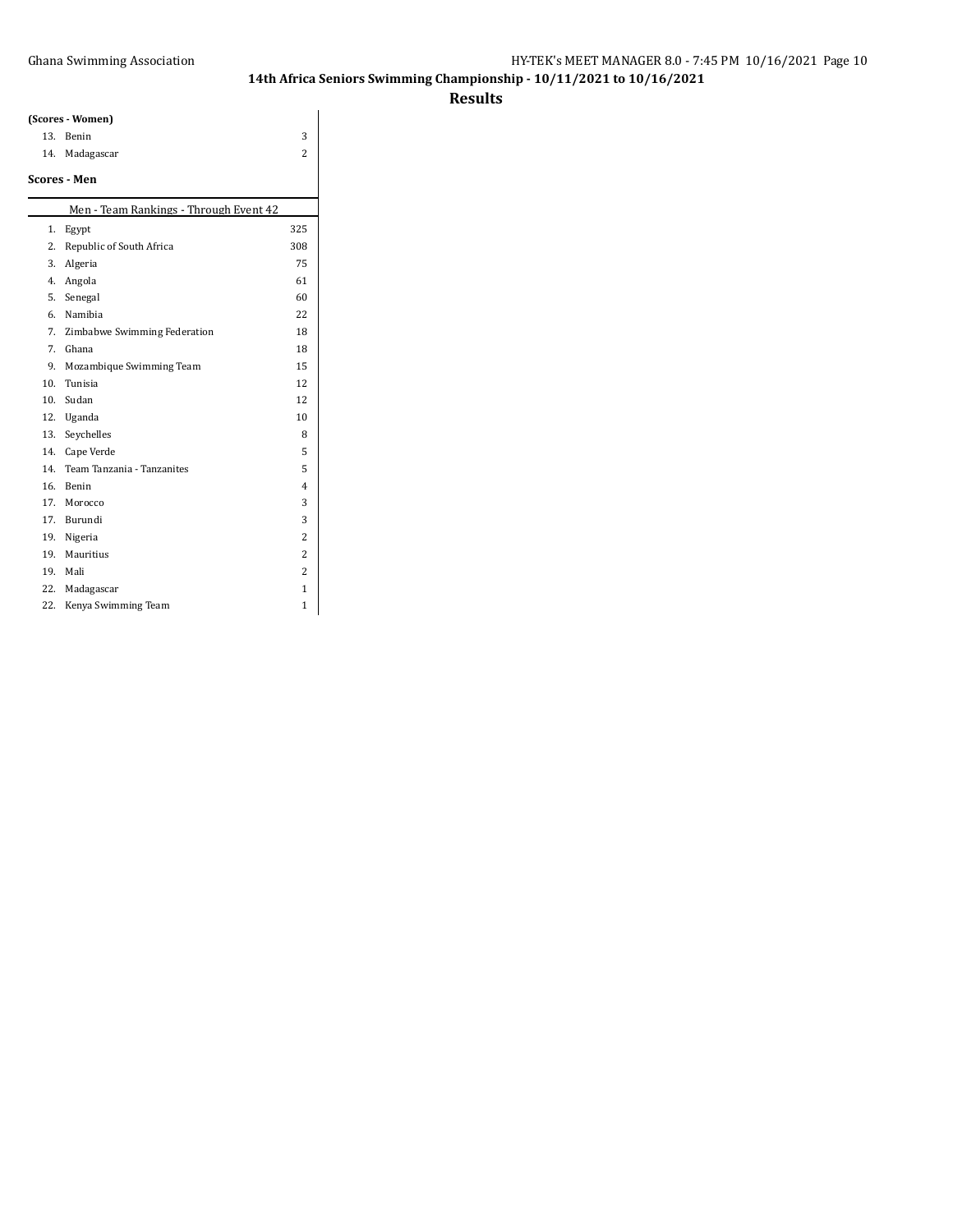**(Scores - Women)**

| | | |
|---|---|---|
| 13. | Benin | 3 |
| 14. | Madagascar | 2 |

**Scores - Men**

Men - Team Rankings - Through Event 42

| | | |
|---|---|---|
| 1. | Egypt | 325 |
| 2. | Republic of South Africa | 308 |
| 3. | Algeria | 75 |
| 4. | Angola | 61 |
| 5. | Senegal | 60 |
| 6. | Namibia | 22 |
| 7. | Zimbabwe Swimming Federation | 18 |
| 7. | Ghana | 18 |
| 9. | Mozambique Swimming Team | 15 |
| 10. | Tunisia | 12 |
| 10. | Sudan | 12 |
| 12. | Uganda | 10 |
| 13. | Seychelles | 8 |
| 14. | Cape Verde | 5 |
| 14. | Team Tanzania - Tanzanites | 5 |
| 16. | Benin | 4 |
| 17. | Morocco | 3 |
| 17. | Burundi | 3 |
| 19. | Nigeria | 2 |
| 19. | Mauritius | 2 |
| 19. | Mali | 2 |
| 22. | Madagascar | 1 |
| 22. | Kenya Swimming Team | 1 |